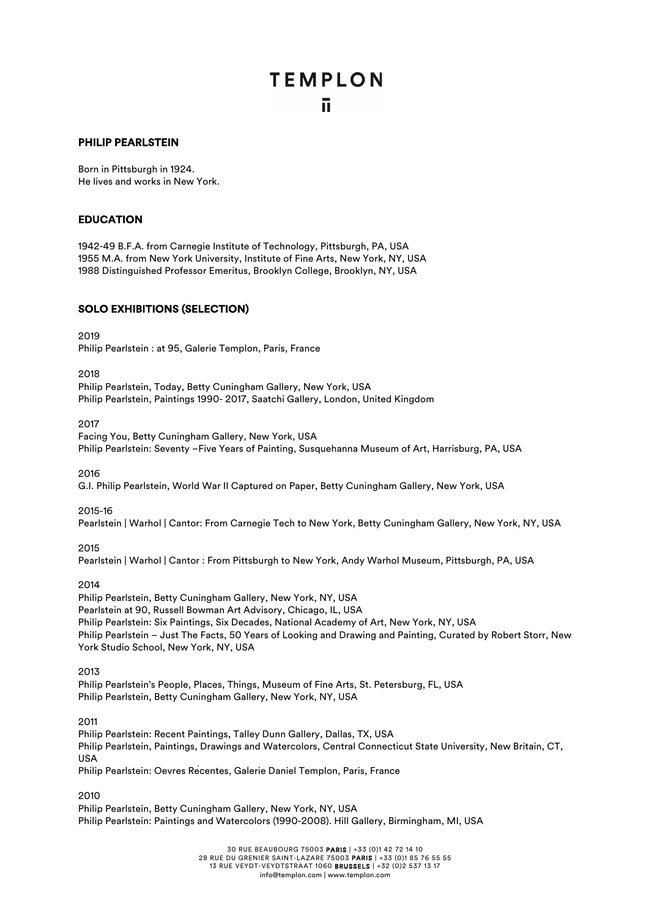# TEMPLON

## PHILIP PEARLSTEIN

Born in Pittsburgh in 1924.
He lives and works in New York.

## EDUCATION

1942-49 B.F.A. from Carnegie Institute of Technology, Pittsburgh, PA, USA
1955 M.A. from New York University, Institute of Fine Arts, New York, NY, USA
1988 Distinguished Professor Emeritus, Brooklyn College, Brooklyn, NY, USA

## SOLO EXHIBITIONS (SELECTION)

2019
Philip Pearlstein : at 95, Galerie Templon, Paris, France

2018
Philip Pearlstein, Today, Betty Cuningham Gallery, New York, USA
Philip Pearlstein, Paintings 1990- 2017, Saatchi Gallery, London, United Kingdom

2017
Facing You, Betty Cuningham Gallery, New York, USA
Philip Pearlstein: Seventy –Five Years of Painting, Susquehanna Museum of Art, Harrisburg, PA, USA

2016
G.I. Philip Pearlstein, World War II Captured on Paper, Betty Cuningham Gallery, New York, USA

2015-16
Pearlstein | Warhol | Cantor: From Carnegie Tech to New York, Betty Cuningham Gallery, New York, NY, USA

2015
Pearlstein | Warhol | Cantor : From Pittsburgh to New York, Andy Warhol Museum, Pittsburgh, PA, USA

2014
Philip Pearlstein, Betty Cuningham Gallery, New York, NY, USA
Pearlstein at 90, Russell Bowman Art Advisory, Chicago, IL, USA
Philip Pearlstein: Six Paintings, Six Decades, National Academy of Art, New York, NY, USA
Philip Pearlstein – Just The Facts, 50 Years of Looking and Drawing and Painting, Curated by Robert Storr, New York Studio School, New York, NY, USA

2013
Philip Pearlstein's People, Places, Things, Museum of Fine Arts, St. Petersburg, FL, USA
Philip Pearlstein, Betty Cuningham Gallery, New York, NY, USA

2011
Philip Pearlstein: Recent Paintings, Talley Dunn Gallery, Dallas, TX, USA
Philip Pearlstein, Paintings, Drawings and Watercolors, Central Connecticut State University, New Britain, CT, USA
Philip Pearlstein: Oevres Récentes, Galerie Daniel Templon, Paris, France

2010
Philip Pearlstein, Betty Cuningham Gallery, New York, NY, USA
Philip Pearlstein: Paintings and Watercolors (1990-2008). Hill Gallery, Birmingham, MI, USA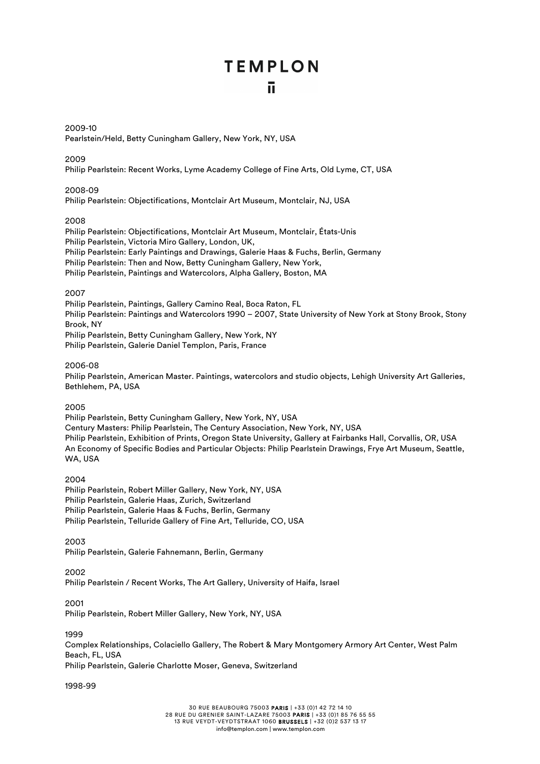2009-10
Pearlstein/Held, Betty Cuningham Gallery, New York, NY, USA

2009
Philip Pearlstein: Recent Works, Lyme Academy College of Fine Arts, Old Lyme, CT, USA

2008-09
Philip Pearlstein: Objectifications, Montclair Art Museum, Montclair, NJ, USA

2008
Philip Pearlstein: Objectifications, Montclair Art Museum, Montclair, États-Unis
Philip Pearlstein, Victoria Miro Gallery, London, UK,
Philip Pearlstein: Early Paintings and Drawings, Galerie Haas & Fuchs, Berlin, Germany
Philip Pearlstein: Then and Now, Betty Cuningham Gallery, New York,
Philip Pearlstein, Paintings and Watercolors, Alpha Gallery, Boston, MA

2007
Philip Pearlstein, Paintings, Gallery Camino Real, Boca Raton, FL
Philip Pearlstein: Paintings and Watercolors 1990 – 2007, State University of New York at Stony Brook, Stony Brook, NY
Philip Pearlstein, Betty Cuningham Gallery, New York, NY
Philip Pearlstein, Galerie Daniel Templon, Paris, France

2006-08
Philip Pearlstein, American Master. Paintings, watercolors and studio objects, Lehigh University Art Galleries, Bethlehem, PA, USA

2005
Philip Pearlstein, Betty Cuningham Gallery, New York, NY, USA
Century Masters: Philip Pearlstein, The Century Association, New York, NY, USA
Philip Pearlstein, Exhibition of Prints, Oregon State University, Gallery at Fairbanks Hall, Corvallis, OR, USA
An Economy of Specific Bodies and Particular Objects: Philip Pearlstein Drawings, Frye Art Museum, Seattle, WA, USA

2004
Philip Pearlstein, Robert Miller Gallery, New York, NY, USA
Philip Pearlstein, Galerie Haas, Zurich, Switzerland
Philip Pearlstein, Galerie Haas & Fuchs, Berlin, Germany
Philip Pearlstein, Telluride Gallery of Fine Art, Telluride, CO, USA

2003
Philip Pearlstein, Galerie Fahnemann, Berlin, Germany

2002
Philip Pearlstein / Recent Works, The Art Gallery, University of Haifa, Israel

2001
Philip Pearlstein, Robert Miller Gallery, New York, NY, USA

1999
Complex Relationships, Colaciello Gallery, The Robert & Mary Montgomery Armory Art Center, West Palm Beach, FL, USA
Philip Pearlstein, Galerie Charlotte Moser, Geneva, Switzerland

1998-99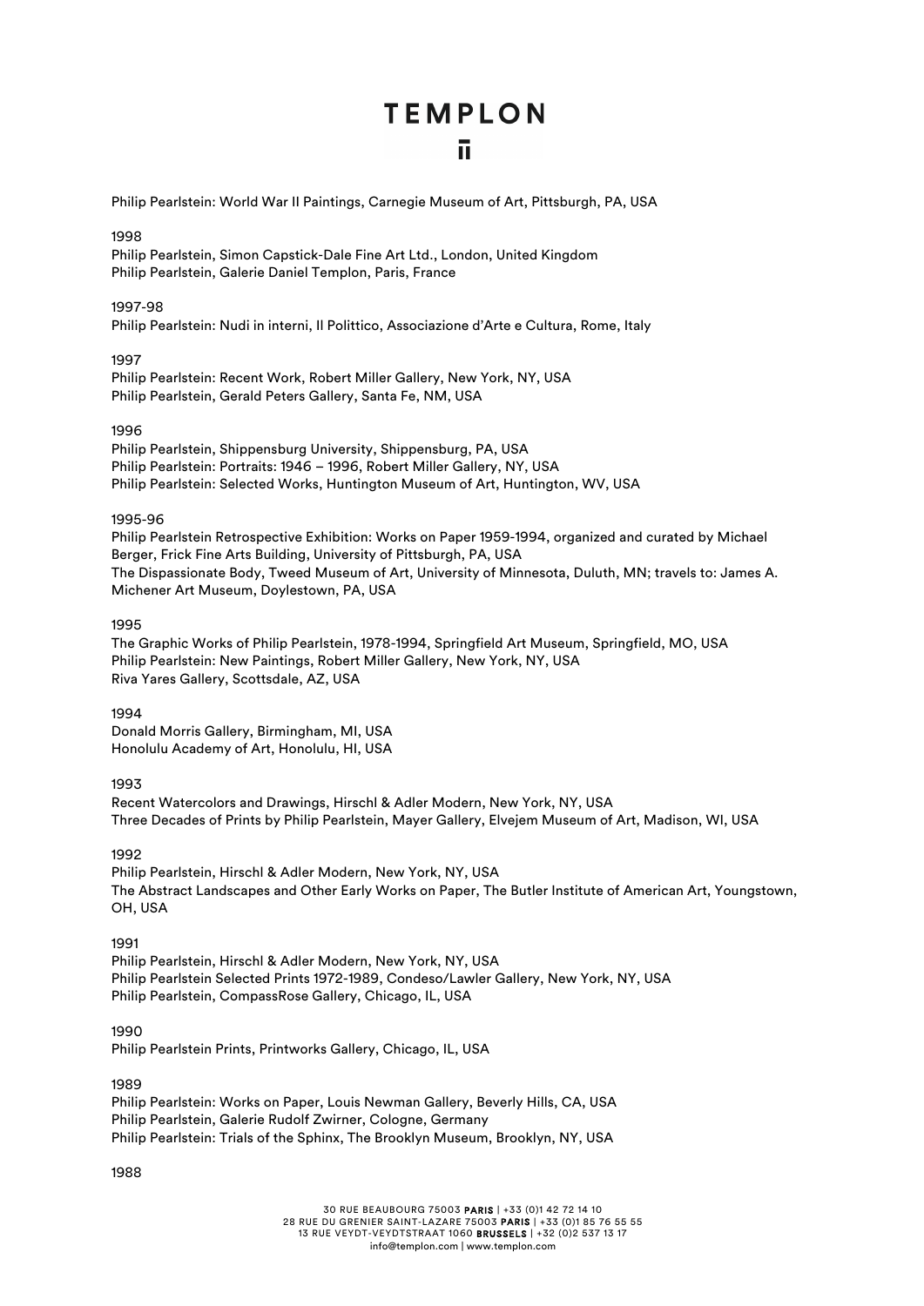Philip Pearlstein: World War II Paintings, Carnegie Museum of Art, Pittsburgh, PA, USA

1998

Philip Pearlstein, Simon Capstick-Dale Fine Art Ltd., London, United Kingdom
Philip Pearlstein, Galerie Daniel Templon, Paris, France

1997-98

Philip Pearlstein: Nudi in interni, Il Polittico, Associazione d'Arte e Cultura, Rome, Italy

1997

Philip Pearlstein: Recent Work, Robert Miller Gallery, New York, NY, USA
Philip Pearlstein, Gerald Peters Gallery, Santa Fe, NM, USA

1996

Philip Pearlstein, Shippensburg University, Shippensburg, PA, USA
Philip Pearlstein: Portraits: 1946 – 1996, Robert Miller Gallery, NY, USA
Philip Pearlstein: Selected Works, Huntington Museum of Art, Huntington, WV, USA

1995-96

Philip Pearlstein Retrospective Exhibition: Works on Paper 1959-1994, organized and curated by Michael Berger, Frick Fine Arts Building, University of Pittsburgh, PA, USA
The Dispassionate Body, Tweed Museum of Art, University of Minnesota, Duluth, MN; travels to: James A. Michener Art Museum, Doylestown, PA, USA

1995

The Graphic Works of Philip Pearlstein, 1978-1994, Springfield Art Museum, Springfield, MO, USA
Philip Pearlstein: New Paintings, Robert Miller Gallery, New York, NY, USA
Riva Yares Gallery, Scottsdale, AZ, USA

1994

Donald Morris Gallery, Birmingham, MI, USA
Honolulu Academy of Art, Honolulu, HI, USA

1993

Recent Watercolors and Drawings, Hirschl & Adler Modern, New York, NY, USA
Three Decades of Prints by Philip Pearlstein, Mayer Gallery, Elvejem Museum of Art, Madison, WI, USA

1992

Philip Pearlstein, Hirschl & Adler Modern, New York, NY, USA
The Abstract Landscapes and Other Early Works on Paper, The Butler Institute of American Art, Youngstown, OH, USA

1991

Philip Pearlstein, Hirschl & Adler Modern, New York, NY, USA
Philip Pearlstein Selected Prints 1972-1989, Condeso/Lawler Gallery, New York, NY, USA
Philip Pearlstein, CompassRose Gallery, Chicago, IL, USA

1990

Philip Pearlstein Prints, Printworks Gallery, Chicago, IL, USA

1989

Philip Pearlstein: Works on Paper, Louis Newman Gallery, Beverly Hills, CA, USA
Philip Pearlstein, Galerie Rudolf Zwirner, Cologne, Germany
Philip Pearlstein: Trials of the Sphinx, The Brooklyn Museum, Brooklyn, NY, USA

1988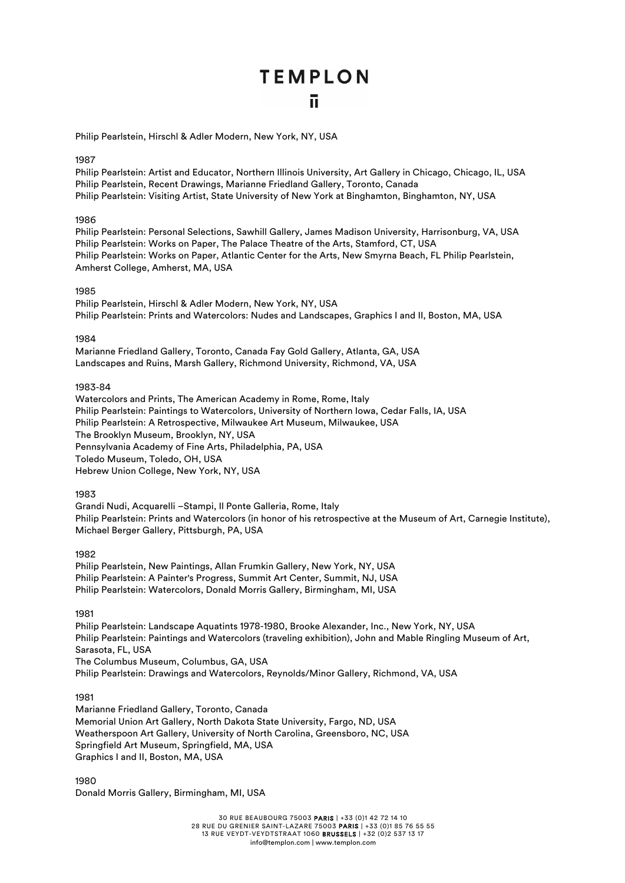Philip Pearlstein, Hirschl & Adler Modern, New York, NY, USA

1987

Philip Pearlstein: Artist and Educator, Northern Illinois University, Art Gallery in Chicago, Chicago, IL, USA
Philip Pearlstein, Recent Drawings, Marianne Friedland Gallery, Toronto, Canada
Philip Pearlstein: Visiting Artist, State University of New York at Binghamton, Binghamton, NY, USA

1986

Philip Pearlstein: Personal Selections, Sawhill Gallery, James Madison University, Harrisonburg, VA, USA
Philip Pearlstein: Works on Paper, The Palace Theatre of the Arts, Stamford, CT, USA
Philip Pearlstein: Works on Paper, Atlantic Center for the Arts, New Smyrna Beach, FL Philip Pearlstein, Amherst College, Amherst, MA, USA

1985

Philip Pearlstein, Hirschl & Adler Modern, New York, NY, USA
Philip Pearlstein: Prints and Watercolors: Nudes and Landscapes, Graphics I and II, Boston, MA, USA

1984

Marianne Friedland Gallery, Toronto, Canada Fay Gold Gallery, Atlanta, GA, USA
Landscapes and Ruins, Marsh Gallery, Richmond University, Richmond, VA, USA

1983-84

Watercolors and Prints, The American Academy in Rome, Rome, Italy
Philip Pearlstein: Paintings to Watercolors, University of Northern Iowa, Cedar Falls, IA, USA
Philip Pearlstein: A Retrospective, Milwaukee Art Museum, Milwaukee, USA
The Brooklyn Museum, Brooklyn, NY, USA
Pennsylvania Academy of Fine Arts, Philadelphia, PA, USA
Toledo Museum, Toledo, OH, USA
Hebrew Union College, New York, NY, USA

1983

Grandi Nudi, Acquarelli –Stampi, Il Ponte Galleria, Rome, Italy
Philip Pearlstein: Prints and Watercolors (in honor of his retrospective at the Museum of Art, Carnegie Institute), Michael Berger Gallery, Pittsburgh, PA, USA

1982

Philip Pearlstein, New Paintings, Allan Frumkin Gallery, New York, NY, USA
Philip Pearlstein: A Painter's Progress, Summit Art Center, Summit, NJ, USA
Philip Pearlstein: Watercolors, Donald Morris Gallery, Birmingham, MI, USA

1981

Philip Pearlstein: Landscape Aquatints 1978-1980, Brooke Alexander, Inc., New York, NY, USA
Philip Pearlstein: Paintings and Watercolors (traveling exhibition), John and Mable Ringling Museum of Art, Sarasota, FL, USA
The Columbus Museum, Columbus, GA, USA
Philip Pearlstein: Drawings and Watercolors, Reynolds/Minor Gallery, Richmond, VA, USA

1981

Marianne Friedland Gallery, Toronto, Canada
Memorial Union Art Gallery, North Dakota State University, Fargo, ND, USA
Weatherspoon Art Gallery, University of North Carolina, Greensboro, NC, USA
Springfield Art Museum, Springfield, MA, USA
Graphics I and II, Boston, MA, USA

1980

Donald Morris Gallery, Birmingham, MI, USA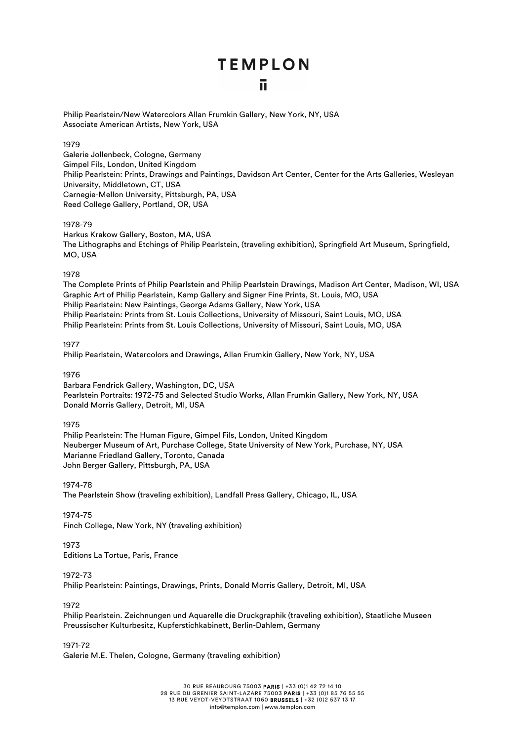Philip Pearlstein/New Watercolors Allan Frumkin Gallery, New York, NY, USA
Associate American Artists, New York, USA

1979
Galerie Jollenbeck, Cologne, Germany
Gimpel Fils, London, United Kingdom
Philip Pearlstein: Prints, Drawings and Paintings, Davidson Art Center, Center for the Arts Galleries, Wesleyan University, Middletown, CT, USA
Carnegie-Mellon University, Pittsburgh, PA, USA
Reed College Gallery, Portland, OR, USA

1978-79
Harkus Krakow Gallery, Boston, MA, USA
The Lithographs and Etchings of Philip Pearlstein, (traveling exhibition), Springfield Art Museum, Springfield, MO, USA

1978
The Complete Prints of Philip Pearlstein and Philip Pearlstein Drawings, Madison Art Center, Madison, WI, USA
Graphic Art of Philip Pearlstein, Kamp Gallery and Signer Fine Prints, St. Louis, MO, USA
Philip Pearlstein: New Paintings, George Adams Gallery, New York, USA
Philip Pearlstein: Prints from St. Louis Collections, University of Missouri, Saint Louis, MO, USA
Philip Pearlstein: Prints from St. Louis Collections, University of Missouri, Saint Louis, MO, USA

1977
Philip Pearlstein, Watercolors and Drawings, Allan Frumkin Gallery, New York, NY, USA

1976
Barbara Fendrick Gallery, Washington, DC, USA
Pearlstein Portraits: 1972-75 and Selected Studio Works, Allan Frumkin Gallery, New York, NY, USA
Donald Morris Gallery, Detroit, MI, USA

1975
Philip Pearlstein: The Human Figure, Gimpel Fils, London, United Kingdom
Neuberger Museum of Art, Purchase College, State University of New York, Purchase, NY, USA
Marianne Friedland Gallery, Toronto, Canada
John Berger Gallery, Pittsburgh, PA, USA

1974-78
The Pearlstein Show (traveling exhibition), Landfall Press Gallery, Chicago, IL, USA

1974-75
Finch College, New York, NY (traveling exhibition)

1973
Editions La Tortue, Paris, France

1972-73
Philip Pearlstein: Paintings, Drawings, Prints, Donald Morris Gallery, Detroit, MI, USA

1972
Philip Pearlstein. Zeichnungen und Aquarelle die Druckgraphik (traveling exhibition), Staatliche Museen Preussischer Kulturbesitz, Kupferstichkabinett, Berlin-Dahlem, Germany

1971-72
Galerie M.E. Thelen, Cologne, Germany (traveling exhibition)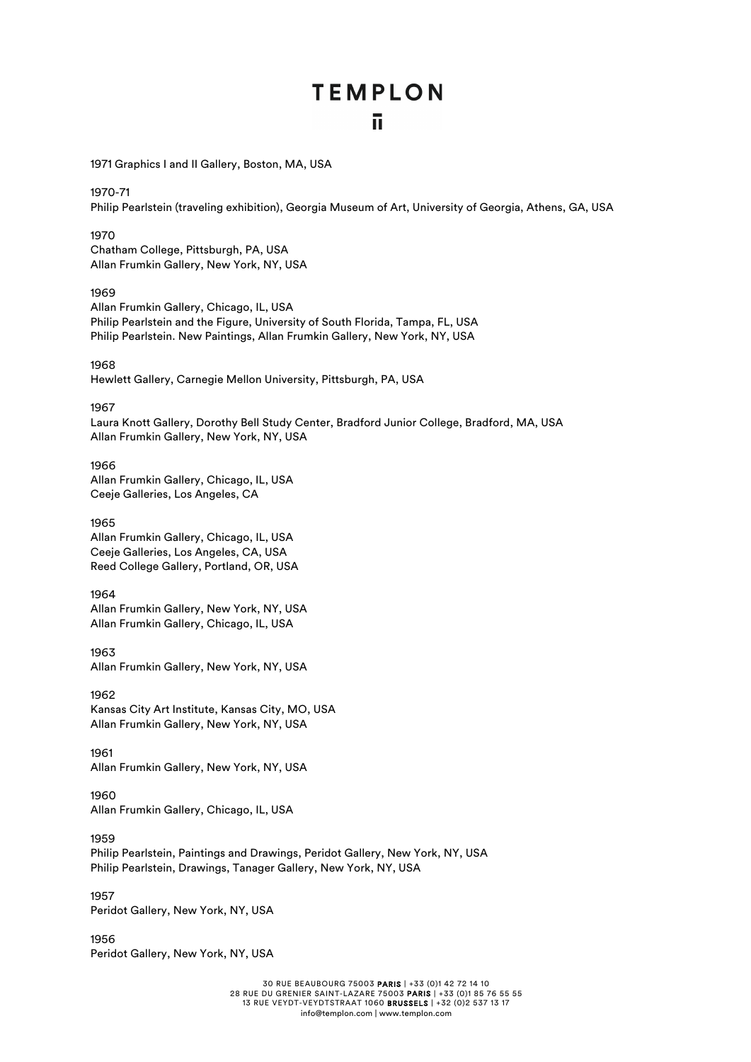1971 Graphics I and II Gallery, Boston, MA, USA

1970-71
Philip Pearlstein (traveling exhibition), Georgia Museum of Art, University of Georgia, Athens, GA, USA

1970
Chatham College, Pittsburgh, PA, USA
Allan Frumkin Gallery, New York, NY, USA

1969
Allan Frumkin Gallery, Chicago, IL, USA
Philip Pearlstein and the Figure, University of South Florida, Tampa, FL, USA
Philip Pearlstein. New Paintings, Allan Frumkin Gallery, New York, NY, USA

1968
Hewlett Gallery, Carnegie Mellon University, Pittsburgh, PA, USA

1967
Laura Knott Gallery, Dorothy Bell Study Center, Bradford Junior College, Bradford, MA, USA
Allan Frumkin Gallery, New York, NY, USA

1966
Allan Frumkin Gallery, Chicago, IL, USA
Ceeje Galleries, Los Angeles, CA

1965
Allan Frumkin Gallery, Chicago, IL, USA
Ceeje Galleries, Los Angeles, CA, USA
Reed College Gallery, Portland, OR, USA

1964
Allan Frumkin Gallery, New York, NY, USA
Allan Frumkin Gallery, Chicago, IL, USA

1963
Allan Frumkin Gallery, New York, NY, USA

1962
Kansas City Art Institute, Kansas City, MO, USA
Allan Frumkin Gallery, New York, NY, USA

1961
Allan Frumkin Gallery, New York, NY, USA

1960
Allan Frumkin Gallery, Chicago, IL, USA

1959
Philip Pearlstein, Paintings and Drawings, Peridot Gallery, New York, NY, USA
Philip Pearlstein, Drawings, Tanager Gallery, New York, NY, USA

1957
Peridot Gallery, New York, NY, USA

1956
Peridot Gallery, New York, NY, USA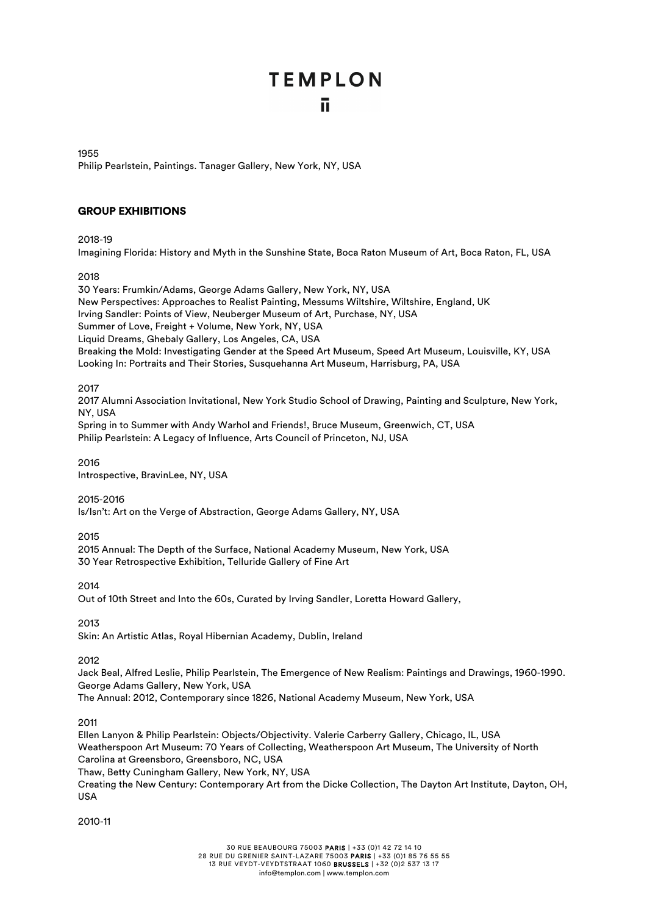1955
Philip Pearlstein, Paintings. Tanager Gallery, New York, NY, USA

## GROUP EXHIBITIONS

2018-19
Imagining Florida: History and Myth in the Sunshine State, Boca Raton Museum of Art, Boca Raton, FL, USA

2018
30 Years: Frumkin/Adams, George Adams Gallery, New York, NY, USA
New Perspectives: Approaches to Realist Painting, Messums Wiltshire, Wiltshire, England, UK
Irving Sandler: Points of View, Neuberger Museum of Art, Purchase, NY, USA
Summer of Love, Freight + Volume, New York, NY, USA
Liquid Dreams, Ghebaly Gallery, Los Angeles, CA, USA
Breaking the Mold: Investigating Gender at the Speed Art Museum, Speed Art Museum, Louisville, KY, USA
Looking In: Portraits and Their Stories, Susquehanna Art Museum, Harrisburg, PA, USA

2017
2017 Alumni Association Invitational, New York Studio School of Drawing, Painting and Sculpture, New York, NY, USA
Spring in to Summer with Andy Warhol and Friends!, Bruce Museum, Greenwich, CT, USA
Philip Pearlstein: A Legacy of Influence, Arts Council of Princeton, NJ, USA

2016
Introspective, BravinLee, NY, USA

2015-2016
Is/Isn't: Art on the Verge of Abstraction, George Adams Gallery, NY, USA

2015
2015 Annual: The Depth of the Surface, National Academy Museum, New York, USA
30 Year Retrospective Exhibition, Telluride Gallery of Fine Art

2014
Out of 10th Street and Into the 60s, Curated by Irving Sandler, Loretta Howard Gallery,

2013
Skin: An Artistic Atlas, Royal Hibernian Academy, Dublin, Ireland

2012
Jack Beal, Alfred Leslie, Philip Pearlstein, The Emergence of New Realism: Paintings and Drawings, 1960-1990. George Adams Gallery, New York, USA
The Annual: 2012, Contemporary since 1826, National Academy Museum, New York, USA

2011
Ellen Lanyon & Philip Pearlstein: Objects/Objectivity. Valerie Carberry Gallery, Chicago, IL, USA
Weatherspoon Art Museum: 70 Years of Collecting, Weatherspoon Art Museum, The University of North Carolina at Greensboro, Greensboro, NC, USA
Thaw, Betty Cuningham Gallery, New York, NY, USA
Creating the New Century: Contemporary Art from the Dicke Collection, The Dayton Art Institute, Dayton, OH, USA

2010-11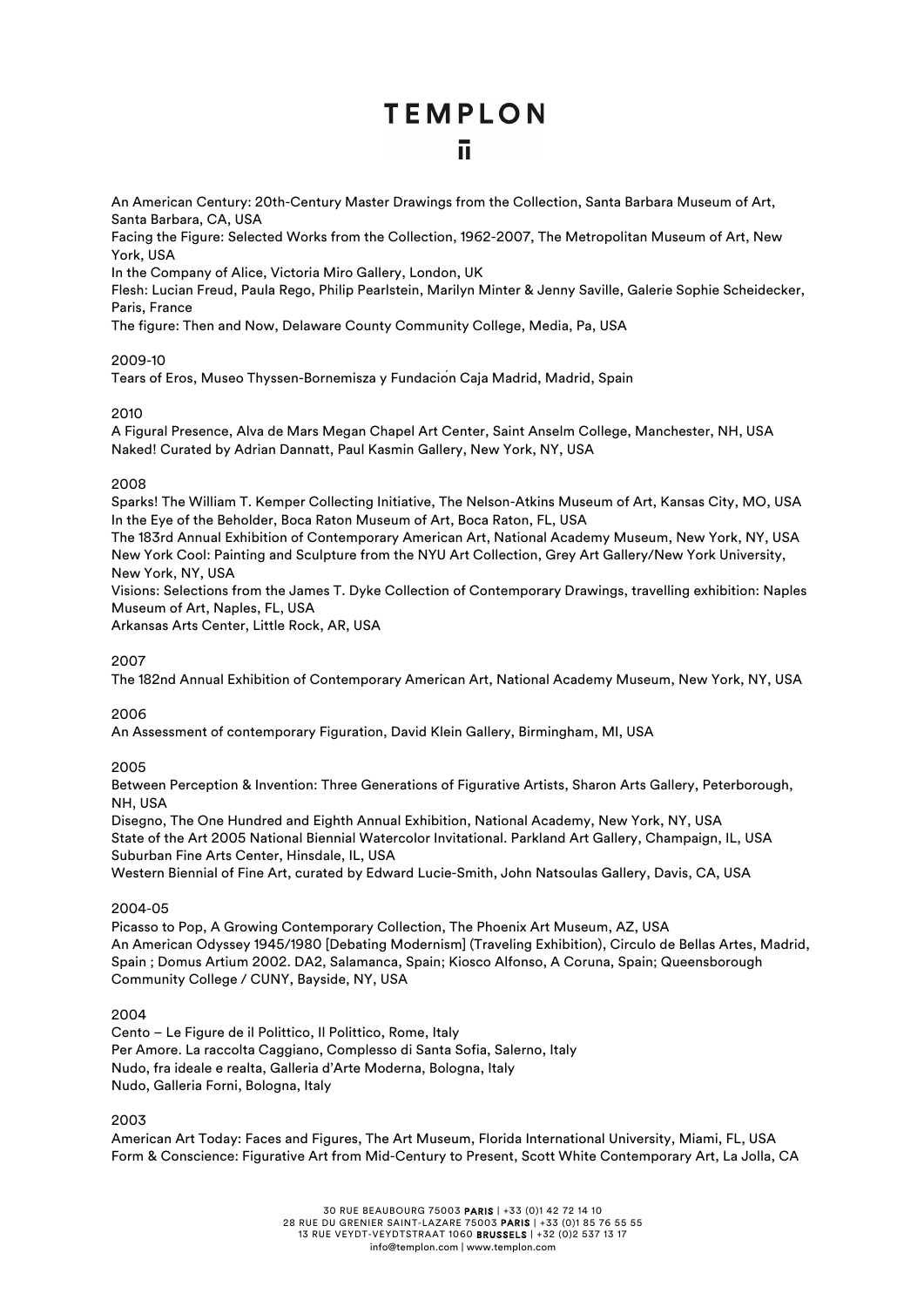An American Century: 20th-Century Master Drawings from the Collection, Santa Barbara Museum of Art, Santa Barbara, CA, USA
Facing the Figure: Selected Works from the Collection, 1962-2007, The Metropolitan Museum of Art, New York, USA
In the Company of Alice, Victoria Miro Gallery, London, UK
Flesh: Lucian Freud, Paula Rego, Philip Pearlstein, Marilyn Minter & Jenny Saville, Galerie Sophie Scheidecker, Paris, France
The figure: Then and Now, Delaware County Community College, Media, Pa, USA

2009-10
Tears of Eros, Museo Thyssen-Bornemisza y Fundación Caja Madrid, Madrid, Spain

2010
A Figural Presence, Alva de Mars Megan Chapel Art Center, Saint Anselm College, Manchester, NH, USA
Naked! Curated by Adrian Dannatt, Paul Kasmin Gallery, New York, NY, USA

2008
Sparks! The William T. Kemper Collecting Initiative, The Nelson-Atkins Museum of Art, Kansas City, MO, USA
In the Eye of the Beholder, Boca Raton Museum of Art, Boca Raton, FL, USA
The 183rd Annual Exhibition of Contemporary American Art, National Academy Museum, New York, NY, USA
New York Cool: Painting and Sculpture from the NYU Art Collection, Grey Art Gallery/New York University, New York, NY, USA
Visions: Selections from the James T. Dyke Collection of Contemporary Drawings, travelling exhibition: Naples Museum of Art, Naples, FL, USA
Arkansas Arts Center, Little Rock, AR, USA

2007
The 182nd Annual Exhibition of Contemporary American Art, National Academy Museum, New York, NY, USA

2006
An Assessment of contemporary Figuration, David Klein Gallery, Birmingham, MI, USA

2005
Between Perception & Invention: Three Generations of Figurative Artists, Sharon Arts Gallery, Peterborough, NH, USA
Disegno, The One Hundred and Eighth Annual Exhibition, National Academy, New York, NY, USA
State of the Art 2005 National Biennial Watercolor Invitational. Parkland Art Gallery, Champaign, IL, USA
Suburban Fine Arts Center, Hinsdale, IL, USA
Western Biennial of Fine Art, curated by Edward Lucie-Smith, John Natsoulas Gallery, Davis, CA, USA

2004-05
Picasso to Pop, A Growing Contemporary Collection, The Phoenix Art Museum, AZ, USA
An American Odyssey 1945/1980 [Debating Modernism] (Traveling Exhibition), Circulo de Bellas Artes, Madrid, Spain ; Domus Artium 2002. DA2, Salamanca, Spain; Kiosco Alfonso, A Coruna, Spain; Queensborough Community College / CUNY, Bayside, NY, USA

2004
Cento – Le Figure de il Polittico, Il Polittico, Rome, Italy
Per Amore. La raccolta Caggiano, Complesso di Santa Sofia, Salerno, Italy
Nudo, fra ideale e realta, Galleria d'Arte Moderna, Bologna, Italy
Nudo, Galleria Forni, Bologna, Italy

2003
American Art Today: Faces and Figures, The Art Museum, Florida International University, Miami, FL, USA
Form & Conscience: Figurative Art from Mid-Century to Present, Scott White Contemporary Art, La Jolla, CA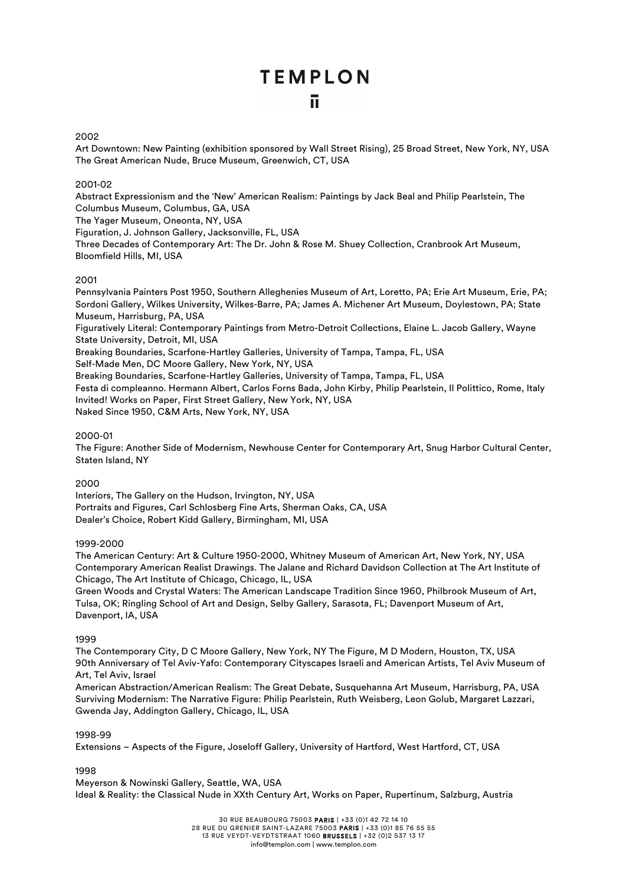2002

Art Downtown: New Painting (exhibition sponsored by Wall Street Rising), 25 Broad Street, New York, NY, USA
The Great American Nude, Bruce Museum, Greenwich, CT, USA

2001-02

Abstract Expressionism and the 'New' American Realism: Paintings by Jack Beal and Philip Pearlstein, The Columbus Museum, Columbus, GA, USA
The Yager Museum, Oneonta, NY, USA
Figuration, J. Johnson Gallery, Jacksonville, FL, USA
Three Decades of Contemporary Art: The Dr. John & Rose M. Shuey Collection, Cranbrook Art Museum, Bloomfield Hills, MI, USA

2001

Pennsylvania Painters Post 1950, Southern Alleghenies Museum of Art, Loretto, PA; Erie Art Museum, Erie, PA; Sordoni Gallery, Wilkes University, Wilkes-Barre, PA; James A. Michener Art Museum, Doylestown, PA; State Museum, Harrisburg, PA, USA
Figuratively Literal: Contemporary Paintings from Metro-Detroit Collections, Elaine L. Jacob Gallery, Wayne State University, Detroit, MI, USA
Breaking Boundaries, Scarfone-Hartley Galleries, University of Tampa, Tampa, FL, USA
Self-Made Men, DC Moore Gallery, New York, NY, USA
Breaking Boundaries, Scarfone-Hartley Galleries, University of Tampa, Tampa, FL, USA
Festa di compleanno. Hermann Albert, Carlos Forns Bada, John Kirby, Philip Pearlstein, Il Polittico, Rome, Italy
Invited! Works on Paper, First Street Gallery, New York, NY, USA
Naked Since 1950, C&M Arts, New York, NY, USA

2000-01

The Figure: Another Side of Modernism, Newhouse Center for Contemporary Art, Snug Harbor Cultural Center, Staten Island, NY

2000

Interiors, The Gallery on the Hudson, Irvington, NY, USA
Portraits and Figures, Carl Schlosberg Fine Arts, Sherman Oaks, CA, USA
Dealer's Choice, Robert Kidd Gallery, Birmingham, MI, USA

1999-2000

The American Century: Art & Culture 1950-2000, Whitney Museum of American Art, New York, NY, USA
Contemporary American Realist Drawings. The Jalane and Richard Davidson Collection at The Art Institute of Chicago, The Art Institute of Chicago, Chicago, IL, USA
Green Woods and Crystal Waters: The American Landscape Tradition Since 1960, Philbrook Museum of Art, Tulsa, OK; Ringling School of Art and Design, Selby Gallery, Sarasota, FL; Davenport Museum of Art, Davenport, IA, USA

1999

The Contemporary City, D C Moore Gallery, New York, NY The Figure, M D Modern, Houston, TX, USA
90th Anniversary of Tel Aviv-Yafo: Contemporary Cityscapes Israeli and American Artists, Tel Aviv Museum of Art, Tel Aviv, Israel
American Abstraction/American Realism: The Great Debate, Susquehanna Art Museum, Harrisburg, PA, USA
Surviving Modernism: The Narrative Figure: Philip Pearlstein, Ruth Weisberg, Leon Golub, Margaret Lazzari, Gwenda Jay, Addington Gallery, Chicago, IL, USA

1998-99

Extensions – Aspects of the Figure, Joseloff Gallery, University of Hartford, West Hartford, CT, USA

1998

Meyerson & Nowinski Gallery, Seattle, WA, USA
Ideal & Reality: the Classical Nude in XXth Century Art, Works on Paper, Rupertinum, Salzburg, Austria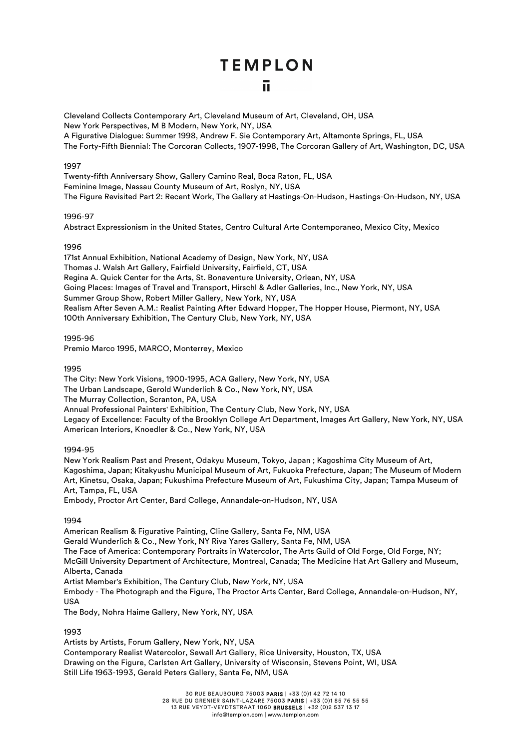Cleveland Collects Contemporary Art, Cleveland Museum of Art, Cleveland, OH, USA
New York Perspectives, M B Modern, New York, NY, USA
A Figurative Dialogue: Summer 1998, Andrew F. Sie Contemporary Art, Altamonte Springs, FL, USA
The Forty-Fifth Biennial: The Corcoran Collects, 1907-1998, The Corcoran Gallery of Art, Washington, DC, USA

1997
Twenty-fifth Anniversary Show, Gallery Camino Real, Boca Raton, FL, USA
Feminine Image, Nassau County Museum of Art, Roslyn, NY, USA
The Figure Revisited Part 2: Recent Work, The Gallery at Hastings-On-Hudson, Hastings-On-Hudson, NY, USA

1996-97
Abstract Expressionism in the United States, Centro Cultural Arte Contemporaneo, Mexico City, Mexico

1996
171st Annual Exhibition, National Academy of Design, New York, NY, USA
Thomas J. Walsh Art Gallery, Fairfield University, Fairfield, CT, USA
Regina A. Quick Center for the Arts, St. Bonaventure University, Orlean, NY, USA
Going Places: Images of Travel and Transport, Hirschl & Adler Galleries, Inc., New York, NY, USA
Summer Group Show, Robert Miller Gallery, New York, NY, USA
Realism After Seven A.M.: Realist Painting After Edward Hopper, The Hopper House, Piermont, NY, USA
100th Anniversary Exhibition, The Century Club, New York, NY, USA

1995-96
Premio Marco 1995, MARCO, Monterrey, Mexico

1995
The City: New York Visions, 1900-1995, ACA Gallery, New York, NY, USA
The Urban Landscape, Gerold Wunderlich & Co., New York, NY, USA
The Murray Collection, Scranton, PA, USA
Annual Professional Painters' Exhibition, The Century Club, New York, NY, USA
Legacy of Excellence: Faculty of the Brooklyn College Art Department, Images Art Gallery, New York, NY, USA
American Interiors, Knoedler & Co., New York, NY, USA

1994-95
New York Realism Past and Present, Odakyu Museum, Tokyo, Japan ; Kagoshima City Museum of Art, Kagoshima, Japan; Kitakyushu Municipal Museum of Art, Fukuoka Prefecture, Japan; The Museum of Modern Art, Kinetsu, Osaka, Japan; Fukushima Prefecture Museum of Art, Fukushima City, Japan; Tampa Museum of Art, Tampa, FL, USA
Embody, Proctor Art Center, Bard College, Annandale-on-Hudson, NY, USA

1994
American Realism & Figurative Painting, Cline Gallery, Santa Fe, NM, USA
Gerald Wunderlich & Co., New York, NY Riva Yares Gallery, Santa Fe, NM, USA
The Face of America: Contemporary Portraits in Watercolor, The Arts Guild of Old Forge, Old Forge, NY; McGill University Department of Architecture, Montreal, Canada; The Medicine Hat Art Gallery and Museum, Alberta, Canada
Artist Member's Exhibition, The Century Club, New York, NY, USA
Embody - The Photograph and the Figure, The Proctor Arts Center, Bard College, Annandale-on-Hudson, NY, USA
The Body, Nohra Haime Gallery, New York, NY, USA

1993
Artists by Artists, Forum Gallery, New York, NY, USA
Contemporary Realist Watercolor, Sewall Art Gallery, Rice University, Houston, TX, USA
Drawing on the Figure, Carlsten Art Gallery, University of Wisconsin, Stevens Point, WI, USA
Still Life 1963-1993, Gerald Peters Gallery, Santa Fe, NM, USA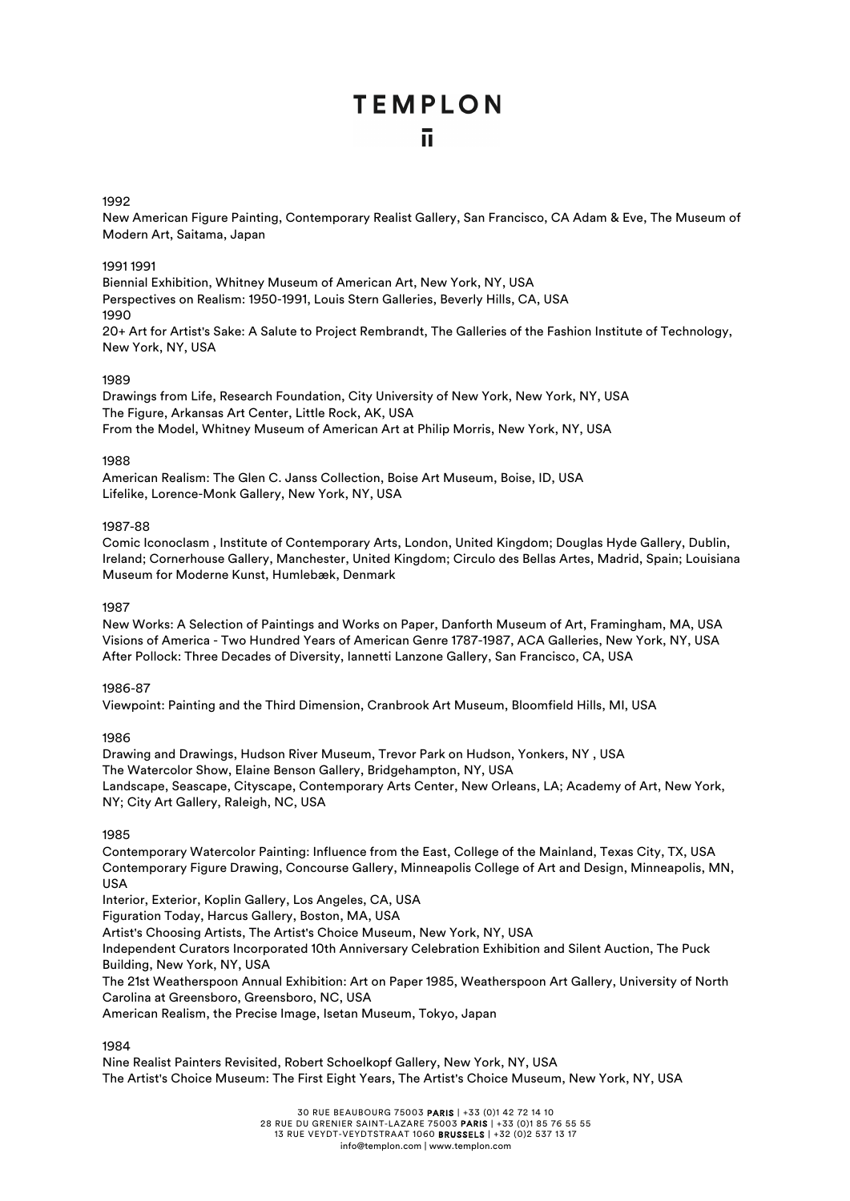1992

New American Figure Painting, Contemporary Realist Gallery, San Francisco, CA Adam & Eve, The Museum of Modern Art, Saitama, Japan

1991 1991

Biennial Exhibition, Whitney Museum of American Art, New York, NY, USA
Perspectives on Realism: 1950-1991, Louis Stern Galleries, Beverly Hills, CA, USA
1990
20+ Art for Artist's Sake: A Salute to Project Rembrandt, The Galleries of the Fashion Institute of Technology, New York, NY, USA

1989

Drawings from Life, Research Foundation, City University of New York, New York, NY, USA
The Figure, Arkansas Art Center, Little Rock, AK, USA
From the Model, Whitney Museum of American Art at Philip Morris, New York, NY, USA

1988

American Realism: The Glen C. Janss Collection, Boise Art Museum, Boise, ID, USA
Lifelike, Lorence-Monk Gallery, New York, NY, USA

1987-88

Comic Iconoclasm , Institute of Contemporary Arts, London, United Kingdom; Douglas Hyde Gallery, Dublin, Ireland; Cornerhouse Gallery, Manchester, United Kingdom; Circulo des Bellas Artes, Madrid, Spain; Louisiana Museum for Moderne Kunst, Humlebæk, Denmark

1987

New Works: A Selection of Paintings and Works on Paper, Danforth Museum of Art, Framingham, MA, USA
Visions of America - Two Hundred Years of American Genre 1787-1987, ACA Galleries, New York, NY, USA
After Pollock: Three Decades of Diversity, Iannetti Lanzone Gallery, San Francisco, CA, USA

1986-87

Viewpoint: Painting and the Third Dimension, Cranbrook Art Museum, Bloomfield Hills, MI, USA

1986

Drawing and Drawings, Hudson River Museum, Trevor Park on Hudson, Yonkers, NY , USA
The Watercolor Show, Elaine Benson Gallery, Bridgehampton, NY, USA
Landscape, Seascape, Cityscape, Contemporary Arts Center, New Orleans, LA; Academy of Art, New York, NY; City Art Gallery, Raleigh, NC, USA

1985

Contemporary Watercolor Painting: Influence from the East, College of the Mainland, Texas City, TX, USA
Contemporary Figure Drawing, Concourse Gallery, Minneapolis College of Art and Design, Minneapolis, MN, USA
Interior, Exterior, Koplin Gallery, Los Angeles, CA, USA
Figuration Today, Harcus Gallery, Boston, MA, USA
Artist's Choosing Artists, The Artist's Choice Museum, New York, NY, USA
Independent Curators Incorporated 10th Anniversary Celebration Exhibition and Silent Auction, The Puck Building, New York, NY, USA
The 21st Weatherspoon Annual Exhibition: Art on Paper 1985, Weatherspoon Art Gallery, University of North Carolina at Greensboro, Greensboro, NC, USA
American Realism, the Precise Image, Isetan Museum, Tokyo, Japan

1984

Nine Realist Painters Revisited, Robert Schoelkopf Gallery, New York, NY, USA
The Artist's Choice Museum: The First Eight Years, The Artist's Choice Museum, New York, NY, USA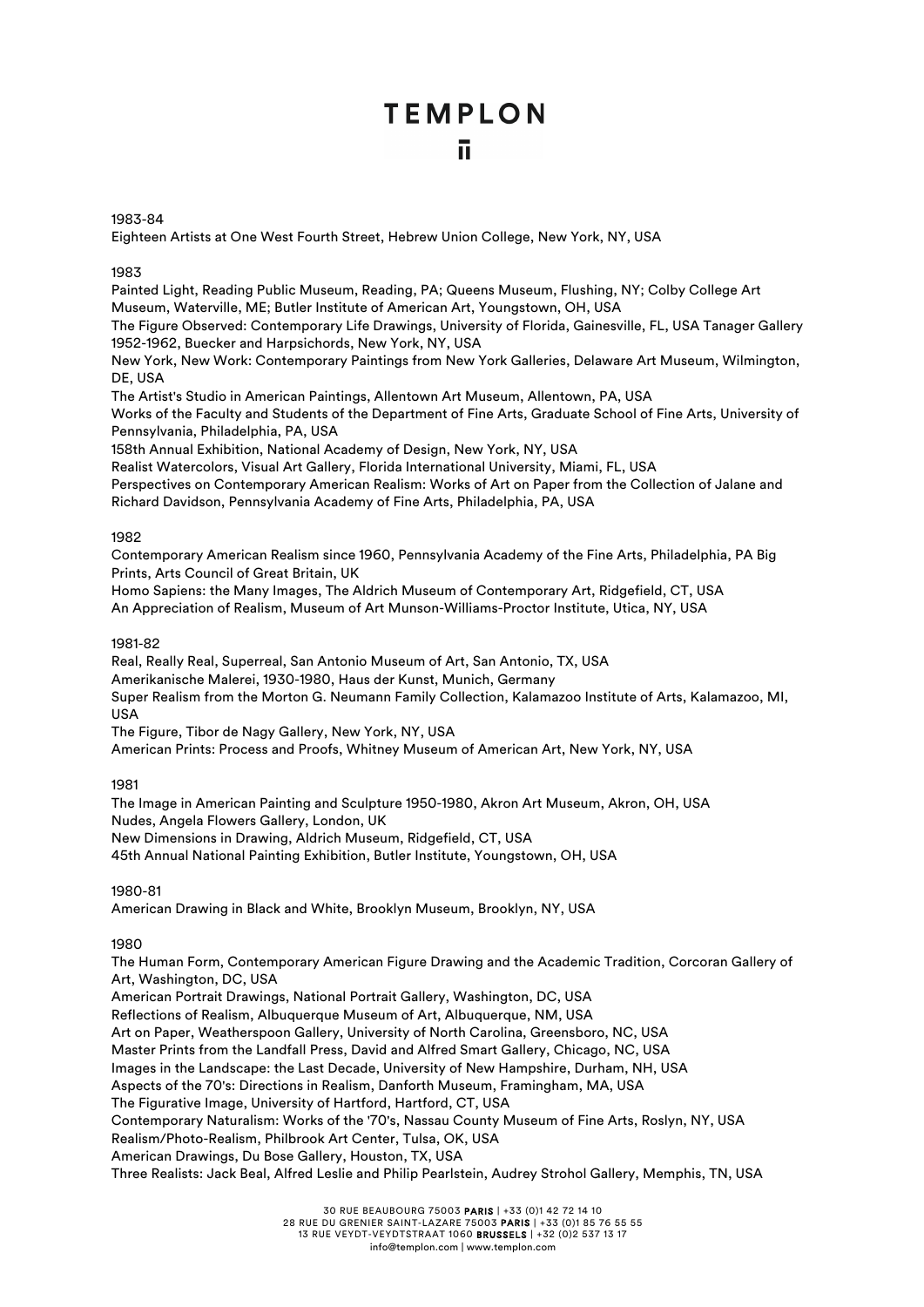1983-84

Eighteen Artists at One West Fourth Street, Hebrew Union College, New York, NY, USA

1983

Painted Light, Reading Public Museum, Reading, PA; Queens Museum, Flushing, NY; Colby College Art Museum, Waterville, ME; Butler Institute of American Art, Youngstown, OH, USA
The Figure Observed: Contemporary Life Drawings, University of Florida, Gainesville, FL, USA Tanager Gallery 1952-1962, Buecker and Harpsichords, New York, NY, USA
New York, New Work: Contemporary Paintings from New York Galleries, Delaware Art Museum, Wilmington, DE, USA
The Artist's Studio in American Paintings, Allentown Art Museum, Allentown, PA, USA
Works of the Faculty and Students of the Department of Fine Arts, Graduate School of Fine Arts, University of Pennsylvania, Philadelphia, PA, USA
158th Annual Exhibition, National Academy of Design, New York, NY, USA
Realist Watercolors, Visual Art Gallery, Florida International University, Miami, FL, USA
Perspectives on Contemporary American Realism: Works of Art on Paper from the Collection of Jalane and Richard Davidson, Pennsylvania Academy of Fine Arts, Philadelphia, PA, USA

1982

Contemporary American Realism since 1960, Pennsylvania Academy of the Fine Arts, Philadelphia, PA Big Prints, Arts Council of Great Britain, UK
Homo Sapiens: the Many Images, The Aldrich Museum of Contemporary Art, Ridgefield, CT, USA
An Appreciation of Realism, Museum of Art Munson-Williams-Proctor Institute, Utica, NY, USA

1981-82

Real, Really Real, Superreal, San Antonio Museum of Art, San Antonio, TX, USA
Amerikanische Malerei, 1930-1980, Haus der Kunst, Munich, Germany
Super Realism from the Morton G. Neumann Family Collection, Kalamazoo Institute of Arts, Kalamazoo, MI, USA
The Figure, Tibor de Nagy Gallery, New York, NY, USA
American Prints: Process and Proofs, Whitney Museum of American Art, New York, NY, USA

1981

The Image in American Painting and Sculpture 1950-1980, Akron Art Museum, Akron, OH, USA
Nudes, Angela Flowers Gallery, London, UK
New Dimensions in Drawing, Aldrich Museum, Ridgefield, CT, USA
45th Annual National Painting Exhibition, Butler Institute, Youngstown, OH, USA

1980-81

American Drawing in Black and White, Brooklyn Museum, Brooklyn, NY, USA

1980

The Human Form, Contemporary American Figure Drawing and the Academic Tradition, Corcoran Gallery of Art, Washington, DC, USA
American Portrait Drawings, National Portrait Gallery, Washington, DC, USA
Reflections of Realism, Albuquerque Museum of Art, Albuquerque, NM, USA
Art on Paper, Weatherspoon Gallery, University of North Carolina, Greensboro, NC, USA
Master Prints from the Landfall Press, David and Alfred Smart Gallery, Chicago, NC, USA
Images in the Landscape: the Last Decade, University of New Hampshire, Durham, NH, USA
Aspects of the 70's: Directions in Realism, Danforth Museum, Framingham, MA, USA
The Figurative Image, University of Hartford, Hartford, CT, USA
Contemporary Naturalism: Works of the '70's, Nassau County Museum of Fine Arts, Roslyn, NY, USA
Realism/Photo-Realism, Philbrook Art Center, Tulsa, OK, USA
American Drawings, Du Bose Gallery, Houston, TX, USA
Three Realists: Jack Beal, Alfred Leslie and Philip Pearlstein, Audrey Strohol Gallery, Memphis, TN, USA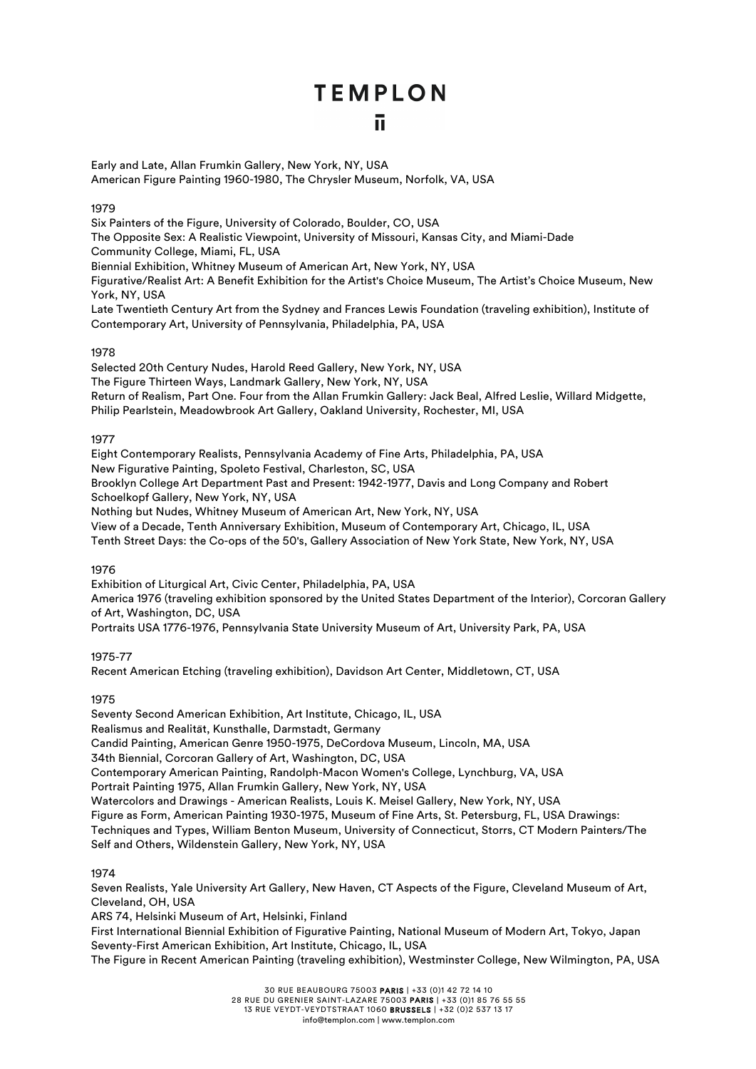Early and Late, Allan Frumkin Gallery, New York, NY, USA
American Figure Painting 1960-1980, The Chrysler Museum, Norfolk, VA, USA

1979

Six Painters of the Figure, University of Colorado, Boulder, CO, USA
The Opposite Sex: A Realistic Viewpoint, University of Missouri, Kansas City, and Miami-Dade Community College, Miami, FL, USA
Biennial Exhibition, Whitney Museum of American Art, New York, NY, USA
Figurative/Realist Art: A Benefit Exhibition for the Artist's Choice Museum, The Artist's Choice Museum, New York, NY, USA
Late Twentieth Century Art from the Sydney and Frances Lewis Foundation (traveling exhibition), Institute of Contemporary Art, University of Pennsylvania, Philadelphia, PA, USA

1978

Selected 20th Century Nudes, Harold Reed Gallery, New York, NY, USA
The Figure Thirteen Ways, Landmark Gallery, New York, NY, USA
Return of Realism, Part One. Four from the Allan Frumkin Gallery: Jack Beal, Alfred Leslie, Willard Midgette, Philip Pearlstein, Meadowbrook Art Gallery, Oakland University, Rochester, MI, USA

1977

Eight Contemporary Realists, Pennsylvania Academy of Fine Arts, Philadelphia, PA, USA
New Figurative Painting, Spoleto Festival, Charleston, SC, USA
Brooklyn College Art Department Past and Present: 1942-1977, Davis and Long Company and Robert Schoelkopf Gallery, New York, NY, USA
Nothing but Nudes, Whitney Museum of American Art, New York, NY, USA
View of a Decade, Tenth Anniversary Exhibition, Museum of Contemporary Art, Chicago, IL, USA
Tenth Street Days: the Co-ops of the 50's, Gallery Association of New York State, New York, NY, USA

1976

Exhibition of Liturgical Art, Civic Center, Philadelphia, PA, USA
America 1976 (traveling exhibition sponsored by the United States Department of the Interior), Corcoran Gallery of Art, Washington, DC, USA
Portraits USA 1776-1976, Pennsylvania State University Museum of Art, University Park, PA, USA

1975-77

Recent American Etching (traveling exhibition), Davidson Art Center, Middletown, CT, USA

1975

Seventy Second American Exhibition, Art Institute, Chicago, IL, USA
Realismus and Realität, Kunsthalle, Darmstadt, Germany
Candid Painting, American Genre 1950-1975, DeCordova Museum, Lincoln, MA, USA
34th Biennial, Corcoran Gallery of Art, Washington, DC, USA
Contemporary American Painting, Randolph-Macon Women's College, Lynchburg, VA, USA
Portrait Painting 1975, Allan Frumkin Gallery, New York, NY, USA
Watercolors and Drawings - American Realists, Louis K. Meisel Gallery, New York, NY, USA
Figure as Form, American Painting 1930-1975, Museum of Fine Arts, St. Petersburg, FL, USA Drawings: Techniques and Types, William Benton Museum, University of Connecticut, Storrs, CT Modern Painters/The Self and Others, Wildenstein Gallery, New York, NY, USA

1974

Seven Realists, Yale University Art Gallery, New Haven, CT Aspects of the Figure, Cleveland Museum of Art, Cleveland, OH, USA
ARS 74, Helsinki Museum of Art, Helsinki, Finland
First International Biennial Exhibition of Figurative Painting, National Museum of Modern Art, Tokyo, Japan
Seventy-First American Exhibition, Art Institute, Chicago, IL, USA
The Figure in Recent American Painting (traveling exhibition), Westminster College, New Wilmington, PA, USA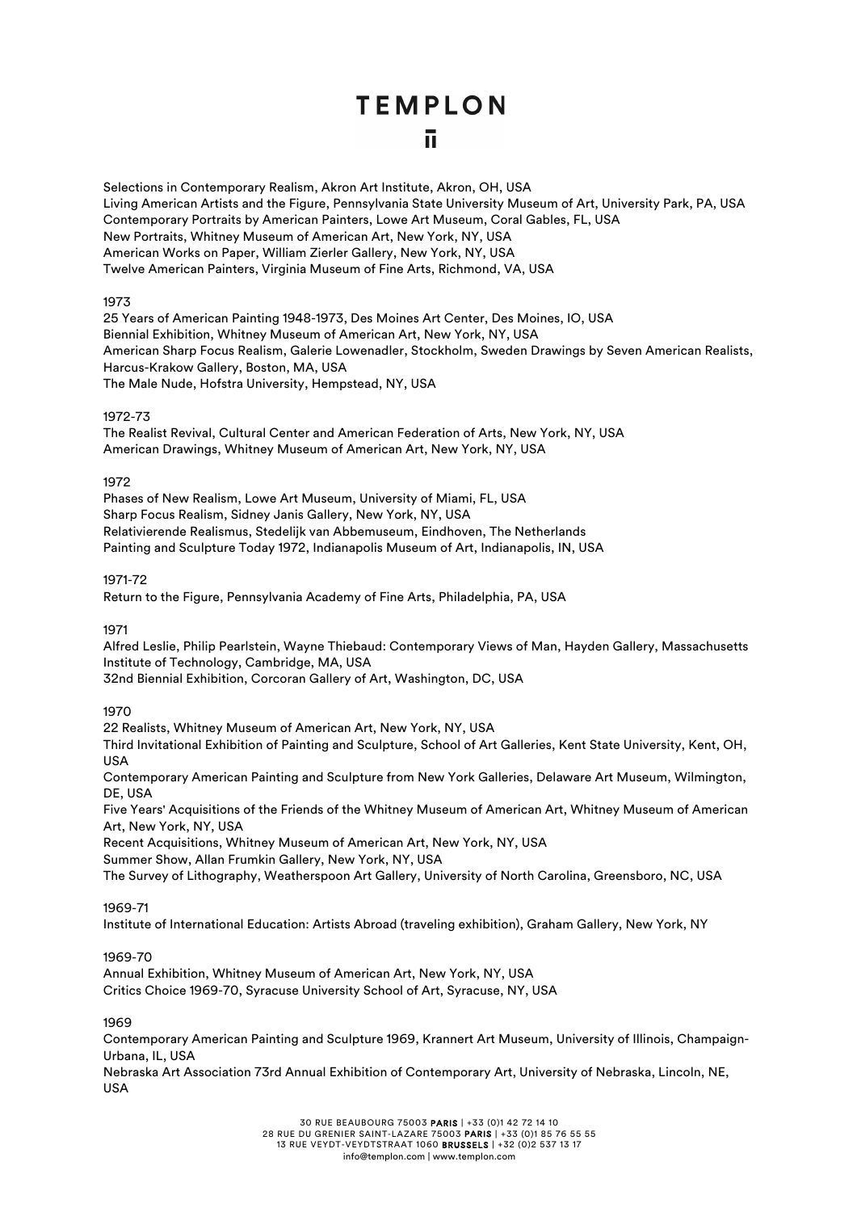Selections in Contemporary Realism, Akron Art Institute, Akron, OH, USA
Living American Artists and the Figure, Pennsylvania State University Museum of Art, University Park, PA, USA
Contemporary Portraits by American Painters, Lowe Art Museum, Coral Gables, FL, USA
New Portraits, Whitney Museum of American Art, New York, NY, USA
American Works on Paper, William Zierler Gallery, New York, NY, USA
Twelve American Painters, Virginia Museum of Fine Arts, Richmond, VA, USA

1973
25 Years of American Painting 1948-1973, Des Moines Art Center, Des Moines, IO, USA
Biennial Exhibition, Whitney Museum of American Art, New York, NY, USA
American Sharp Focus Realism, Galerie Lowenadler, Stockholm, Sweden Drawings by Seven American Realists, Harcus-Krakow Gallery, Boston, MA, USA
The Male Nude, Hofstra University, Hempstead, NY, USA

1972-73
The Realist Revival, Cultural Center and American Federation of Arts, New York, NY, USA
American Drawings, Whitney Museum of American Art, New York, NY, USA

1972
Phases of New Realism, Lowe Art Museum, University of Miami, FL, USA
Sharp Focus Realism, Sidney Janis Gallery, New York, NY, USA
Relativierende Realismus, Stedelijk van Abbemuseum, Eindhoven, The Netherlands
Painting and Sculpture Today 1972, Indianapolis Museum of Art, Indianapolis, IN, USA

1971-72
Return to the Figure, Pennsylvania Academy of Fine Arts, Philadelphia, PA, USA

1971
Alfred Leslie, Philip Pearlstein, Wayne Thiebaud: Contemporary Views of Man, Hayden Gallery, Massachusetts Institute of Technology, Cambridge, MA, USA
32nd Biennial Exhibition, Corcoran Gallery of Art, Washington, DC, USA

1970
22 Realists, Whitney Museum of American Art, New York, NY, USA
Third Invitational Exhibition of Painting and Sculpture, School of Art Galleries, Kent State University, Kent, OH, USA
Contemporary American Painting and Sculpture from New York Galleries, Delaware Art Museum, Wilmington, DE, USA
Five Years' Acquisitions of the Friends of the Whitney Museum of American Art, Whitney Museum of American Art, New York, NY, USA
Recent Acquisitions, Whitney Museum of American Art, New York, NY, USA
Summer Show, Allan Frumkin Gallery, New York, NY, USA
The Survey of Lithography, Weatherspoon Art Gallery, University of North Carolina, Greensboro, NC, USA

1969-71
Institute of International Education: Artists Abroad (traveling exhibition), Graham Gallery, New York, NY

1969-70
Annual Exhibition, Whitney Museum of American Art, New York, NY, USA
Critics Choice 1969-70, Syracuse University School of Art, Syracuse, NY, USA

1969
Contemporary American Painting and Sculpture 1969, Krannert Art Museum, University of Illinois, Champaign-Urbana, IL, USA
Nebraska Art Association 73rd Annual Exhibition of Contemporary Art, University of Nebraska, Lincoln, NE, USA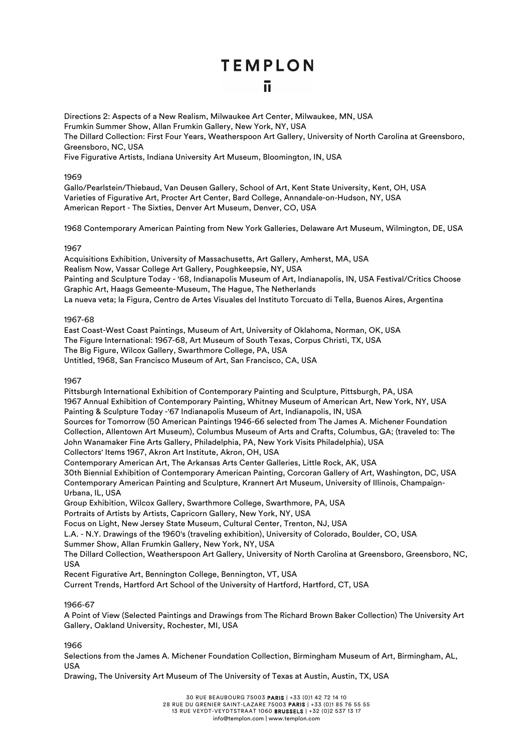Directions 2: Aspects of a New Realism, Milwaukee Art Center, Milwaukee, MN, USA
Frumkin Summer Show, Allan Frumkin Gallery, New York, NY, USA
The Dillard Collection: First Four Years, Weatherspoon Art Gallery, University of North Carolina at Greensboro, Greensboro, NC, USA
Five Figurative Artists, Indiana University Art Museum, Bloomington, IN, USA

1969
Gallo/Pearlstein/Thiebaud, Van Deusen Gallery, School of Art, Kent State University, Kent, OH, USA
Varieties of Figurative Art, Procter Art Center, Bard College, Annandale-on-Hudson, NY, USA
American Report - The Sixties, Denver Art Museum, Denver, CO, USA

1968 Contemporary American Painting from New York Galleries, Delaware Art Museum, Wilmington, DE, USA

1967
Acquisitions Exhibition, University of Massachusetts, Art Gallery, Amherst, MA, USA
Realism Now, Vassar College Art Gallery, Poughkeepsie, NY, USA
Painting and Sculpture Today - '68, Indianapolis Museum of Art, Indianapolis, IN, USA Festival/Critics Choose Graphic Art, Haags Gemeente-Museum, The Hague, The Netherlands
La nueva veta; la Figura, Centro de Artes Visuales del Instituto Torcuato di Tella, Buenos Aires, Argentina

1967-68
East Coast-West Coast Paintings, Museum of Art, University of Oklahoma, Norman, OK, USA
The Figure International: 1967-68, Art Museum of South Texas, Corpus Christi, TX, USA
The Big Figure, Wilcox Gallery, Swarthmore College, PA, USA
Untitled, 1968, San Francisco Museum of Art, San Francisco, CA, USA

1967
Pittsburgh International Exhibition of Contemporary Painting and Sculpture, Pittsburgh, PA, USA
1967 Annual Exhibition of Contemporary Painting, Whitney Museum of American Art, New York, NY, USA
Painting & Sculpture Today -'67 Indianapolis Museum of Art, Indianapolis, IN, USA
Sources for Tomorrow (50 American Paintings 1946-66 selected from The James A. Michener Foundation Collection, Allentown Art Museum), Columbus Museum of Arts and Crafts, Columbus, GA; (traveled to: The John Wanamaker Fine Arts Gallery, Philadelphia, PA, New York Visits Philadelphia), USA
Collectors' Items 1967, Akron Art Institute, Akron, OH, USA
Contemporary American Art, The Arkansas Arts Center Galleries, Little Rock, AK, USA
30th Biennial Exhibition of Contemporary American Painting, Corcoran Gallery of Art, Washington, DC, USA
Contemporary American Painting and Sculpture, Krannert Art Museum, University of Illinois, Champaign-Urbana, IL, USA
Group Exhibition, Wilcox Gallery, Swarthmore College, Swarthmore, PA, USA
Portraits of Artists by Artists, Capricorn Gallery, New York, NY, USA
Focus on Light, New Jersey State Museum, Cultural Center, Trenton, NJ, USA
L.A. - N.Y. Drawings of the 1960's (traveling exhibition), University of Colorado, Boulder, CO, USA
Summer Show, Allan Frumkin Gallery, New York, NY, USA
The Dillard Collection, Weatherspoon Art Gallery, University of North Carolina at Greensboro, Greensboro, NC, USA
Recent Figurative Art, Bennington College, Bennington, VT, USA
Current Trends, Hartford Art School of the University of Hartford, Hartford, CT, USA

1966-67
A Point of View (Selected Paintings and Drawings from The Richard Brown Baker Collection) The University Art Gallery, Oakland University, Rochester, MI, USA

1966
Selections from the James A. Michener Foundation Collection, Birmingham Museum of Art, Birmingham, AL, USA
Drawing, The University Art Museum of The University of Texas at Austin, Austin, TX, USA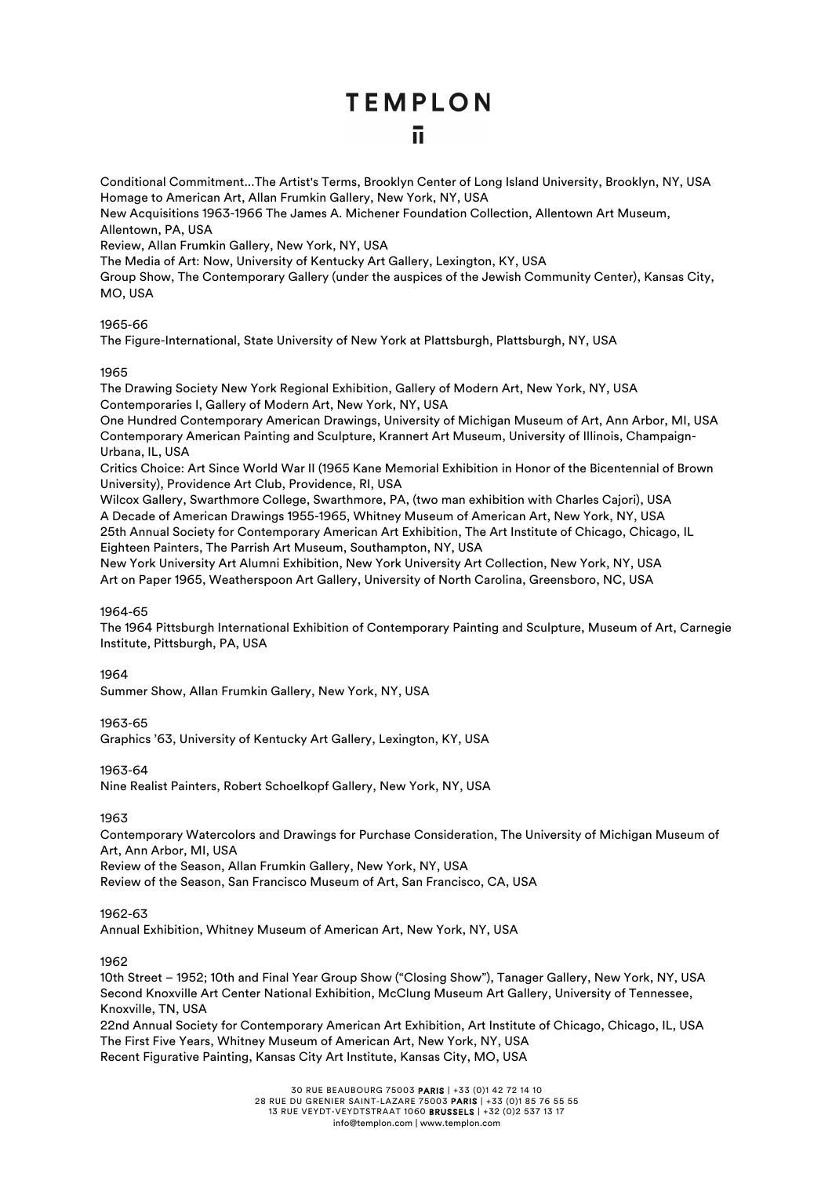Conditional Commitment...The Artist's Terms, Brooklyn Center of Long Island University, Brooklyn, NY, USA
Homage to American Art, Allan Frumkin Gallery, New York, NY, USA
New Acquisitions 1963-1966 The James A. Michener Foundation Collection, Allentown Art Museum, Allentown, PA, USA
Review, Allan Frumkin Gallery, New York, NY, USA
The Media of Art: Now, University of Kentucky Art Gallery, Lexington, KY, USA
Group Show, The Contemporary Gallery (under the auspices of the Jewish Community Center), Kansas City, MO, USA

1965-66
The Figure-International, State University of New York at Plattsburgh, Plattsburgh, NY, USA

1965
The Drawing Society New York Regional Exhibition, Gallery of Modern Art, New York, NY, USA
Contemporaries I, Gallery of Modern Art, New York, NY, USA
One Hundred Contemporary American Drawings, University of Michigan Museum of Art, Ann Arbor, MI, USA
Contemporary American Painting and Sculpture, Krannert Art Museum, University of Illinois, Champaign-Urbana, IL, USA
Critics Choice: Art Since World War II (1965 Kane Memorial Exhibition in Honor of the Bicentennial of Brown University), Providence Art Club, Providence, RI, USA
Wilcox Gallery, Swarthmore College, Swarthmore, PA, (two man exhibition with Charles Cajori), USA
A Decade of American Drawings 1955-1965, Whitney Museum of American Art, New York, NY, USA
25th Annual Society for Contemporary American Art Exhibition, The Art Institute of Chicago, Chicago, IL
Eighteen Painters, The Parrish Art Museum, Southampton, NY, USA
New York University Art Alumni Exhibition, New York University Art Collection, New York, NY, USA
Art on Paper 1965, Weatherspoon Art Gallery, University of North Carolina, Greensboro, NC, USA

1964-65
The 1964 Pittsburgh International Exhibition of Contemporary Painting and Sculpture, Museum of Art, Carnegie Institute, Pittsburgh, PA, USA

1964
Summer Show, Allan Frumkin Gallery, New York, NY, USA

1963-65
Graphics '63, University of Kentucky Art Gallery, Lexington, KY, USA

1963-64
Nine Realist Painters, Robert Schoelkopf Gallery, New York, NY, USA

1963
Contemporary Watercolors and Drawings for Purchase Consideration, The University of Michigan Museum of Art, Ann Arbor, MI, USA
Review of the Season, Allan Frumkin Gallery, New York, NY, USA
Review of the Season, San Francisco Museum of Art, San Francisco, CA, USA

1962-63
Annual Exhibition, Whitney Museum of American Art, New York, NY, USA

1962
10th Street – 1952; 10th and Final Year Group Show ("Closing Show"), Tanager Gallery, New York, NY, USA
Second Knoxville Art Center National Exhibition, McClung Museum Art Gallery, University of Tennessee, Knoxville, TN, USA
22nd Annual Society for Contemporary American Art Exhibition, Art Institute of Chicago, Chicago, IL, USA
The First Five Years, Whitney Museum of American Art, New York, NY, USA
Recent Figurative Painting, Kansas City Art Institute, Kansas City, MO, USA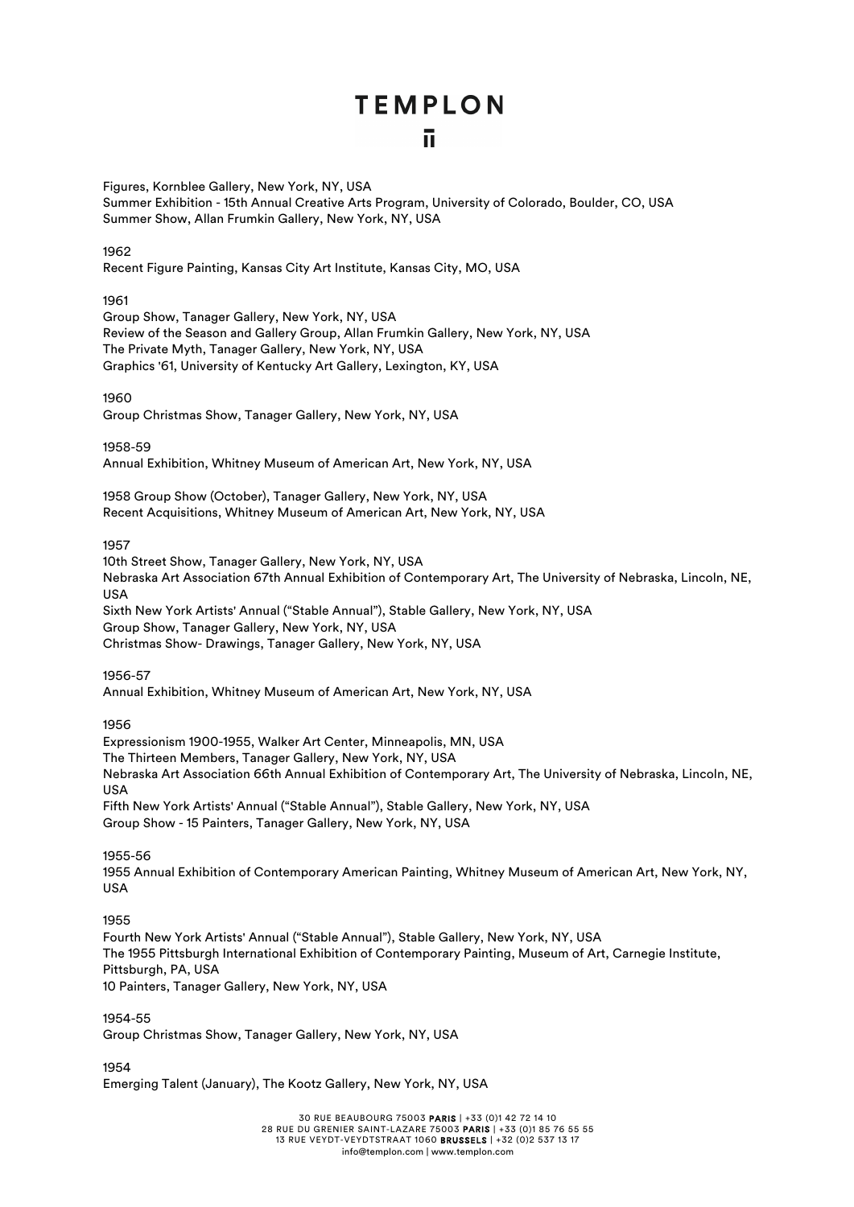Figures, Kornblee Gallery, New York, NY, USA
Summer Exhibition - 15th Annual Creative Arts Program, University of Colorado, Boulder, CO, USA
Summer Show, Allan Frumkin Gallery, New York, NY, USA

1962
Recent Figure Painting, Kansas City Art Institute, Kansas City, MO, USA

1961
Group Show, Tanager Gallery, New York, NY, USA
Review of the Season and Gallery Group, Allan Frumkin Gallery, New York, NY, USA
The Private Myth, Tanager Gallery, New York, NY, USA
Graphics '61, University of Kentucky Art Gallery, Lexington, KY, USA

1960
Group Christmas Show, Tanager Gallery, New York, NY, USA

1958-59
Annual Exhibition, Whitney Museum of American Art, New York, NY, USA

1958 Group Show (October), Tanager Gallery, New York, NY, USA
Recent Acquisitions, Whitney Museum of American Art, New York, NY, USA

1957
10th Street Show, Tanager Gallery, New York, NY, USA
Nebraska Art Association 67th Annual Exhibition of Contemporary Art, The University of Nebraska, Lincoln, NE, USA
Sixth New York Artists' Annual ("Stable Annual"), Stable Gallery, New York, NY, USA
Group Show, Tanager Gallery, New York, NY, USA
Christmas Show- Drawings, Tanager Gallery, New York, NY, USA

1956-57
Annual Exhibition, Whitney Museum of American Art, New York, NY, USA

1956
Expressionism 1900-1955, Walker Art Center, Minneapolis, MN, USA
The Thirteen Members, Tanager Gallery, New York, NY, USA
Nebraska Art Association 66th Annual Exhibition of Contemporary Art, The University of Nebraska, Lincoln, NE, USA
Fifth New York Artists' Annual ("Stable Annual"), Stable Gallery, New York, NY, USA
Group Show - 15 Painters, Tanager Gallery, New York, NY, USA

1955-56
1955 Annual Exhibition of Contemporary American Painting, Whitney Museum of American Art, New York, NY, USA

1955
Fourth New York Artists' Annual ("Stable Annual"), Stable Gallery, New York, NY, USA
The 1955 Pittsburgh International Exhibition of Contemporary Painting, Museum of Art, Carnegie Institute, Pittsburgh, PA, USA
10 Painters, Tanager Gallery, New York, NY, USA

1954-55
Group Christmas Show, Tanager Gallery, New York, NY, USA

1954
Emerging Talent (January), The Kootz Gallery, New York, NY, USA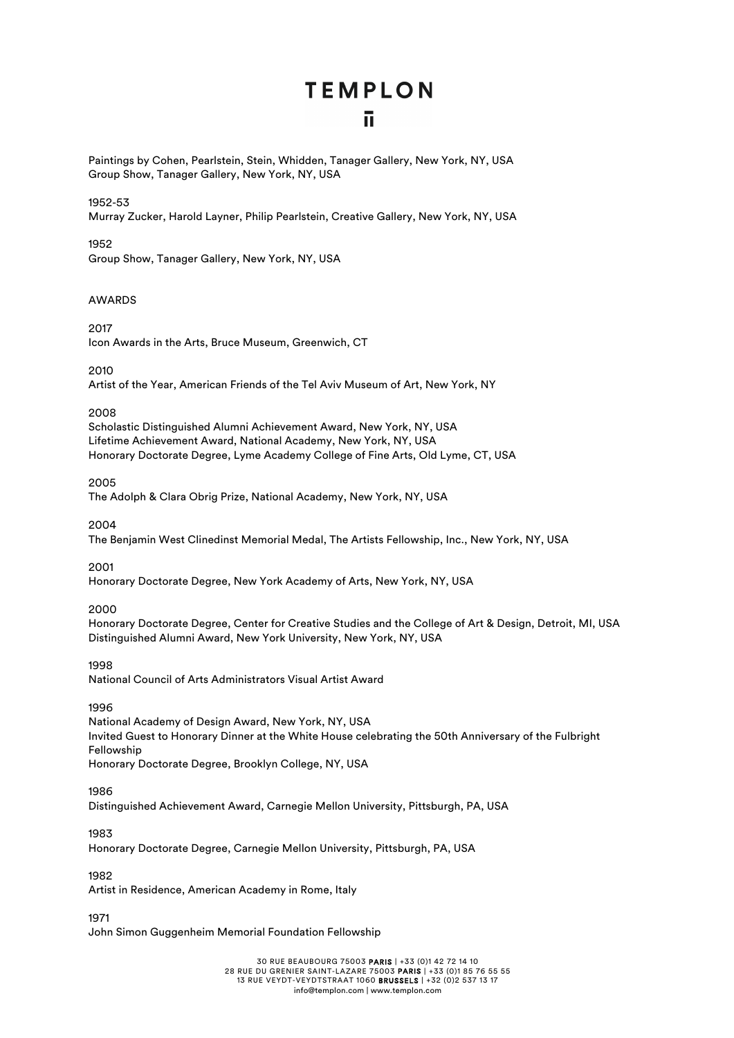Paintings by Cohen, Pearlstein, Stein, Whidden, Tanager Gallery, New York, NY, USA
Group Show, Tanager Gallery, New York, NY, USA

1952-53
Murray Zucker, Harold Layner, Philip Pearlstein, Creative Gallery, New York, NY, USA

1952
Group Show, Tanager Gallery, New York, NY, USA

## AWARDS

2017
Icon Awards in the Arts, Bruce Museum, Greenwich, CT

2010
Artist of the Year, American Friends of the Tel Aviv Museum of Art, New York, NY

2008
Scholastic Distinguished Alumni Achievement Award, New York, NY, USA
Lifetime Achievement Award, National Academy, New York, NY, USA
Honorary Doctorate Degree, Lyme Academy College of Fine Arts, Old Lyme, CT, USA

2005
The Adolph & Clara Obrig Prize, National Academy, New York, NY, USA

2004
The Benjamin West Clinedinst Memorial Medal, The Artists Fellowship, Inc., New York, NY, USA

2001
Honorary Doctorate Degree, New York Academy of Arts, New York, NY, USA

2000
Honorary Doctorate Degree, Center for Creative Studies and the College of Art & Design, Detroit, MI, USA
Distinguished Alumni Award, New York University, New York, NY, USA

1998
National Council of Arts Administrators Visual Artist Award

1996
National Academy of Design Award, New York, NY, USA
Invited Guest to Honorary Dinner at the White House celebrating the 50th Anniversary of the Fulbright Fellowship
Honorary Doctorate Degree, Brooklyn College, NY, USA

1986
Distinguished Achievement Award, Carnegie Mellon University, Pittsburgh, PA, USA

1983
Honorary Doctorate Degree, Carnegie Mellon University, Pittsburgh, PA, USA

1982
Artist in Residence, American Academy in Rome, Italy

1971
John Simon Guggenheim Memorial Foundation Fellowship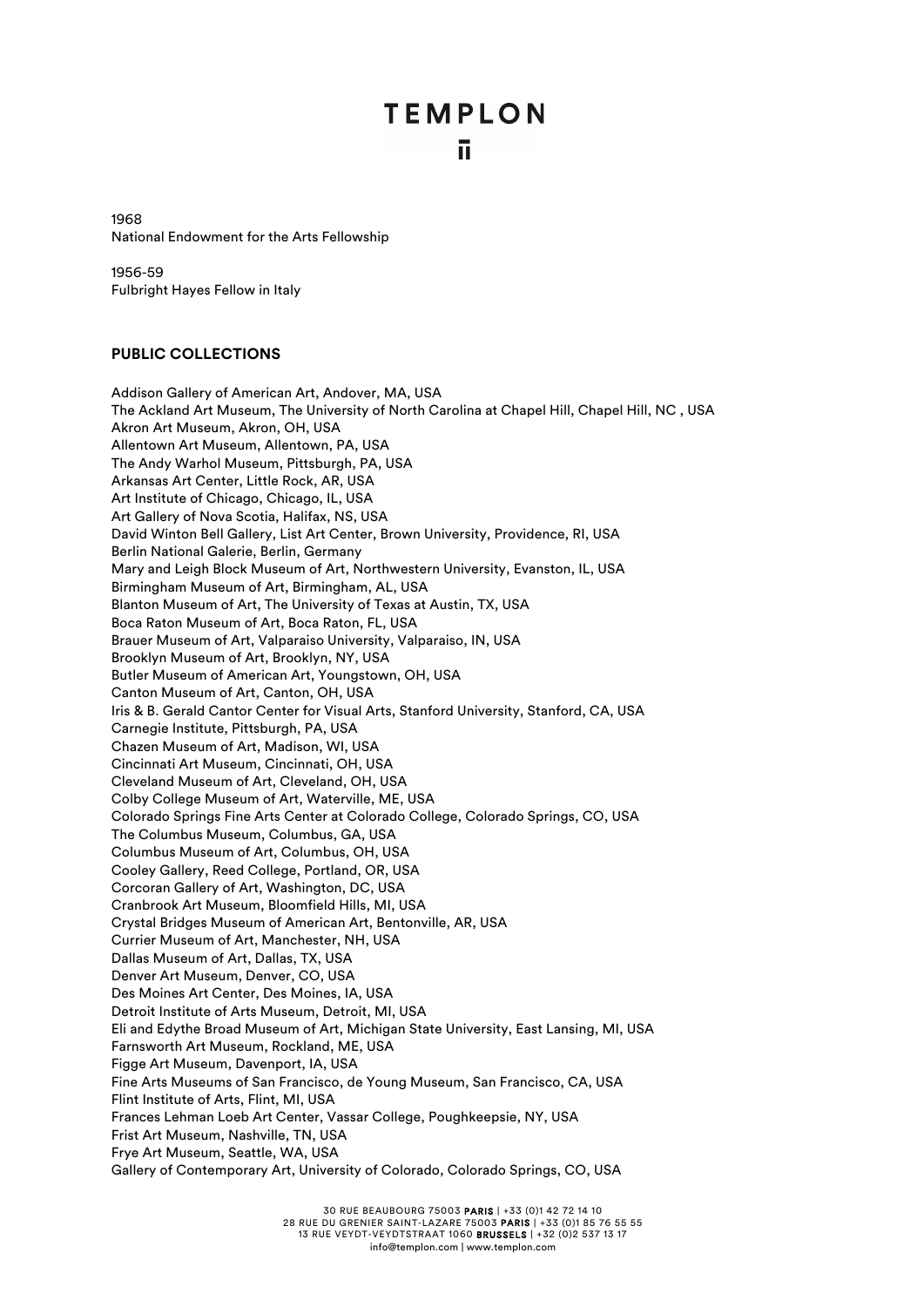1968
National Endowment for the Arts Fellowship

1956-59
Fulbright Hayes Fellow in Italy

**PUBLIC COLLECTIONS**

Addison Gallery of American Art, Andover, MA, USA
The Ackland Art Museum, The University of North Carolina at Chapel Hill, Chapel Hill, NC , USA
Akron Art Museum, Akron, OH, USA
Allentown Art Museum, Allentown, PA, USA
The Andy Warhol Museum, Pittsburgh, PA, USA
Arkansas Art Center, Little Rock, AR, USA
Art Institute of Chicago, Chicago, IL, USA
Art Gallery of Nova Scotia, Halifax, NS, USA
David Winton Bell Gallery, List Art Center, Brown University, Providence, RI, USA
Berlin National Galerie, Berlin, Germany
Mary and Leigh Block Museum of Art, Northwestern University, Evanston, IL, USA
Birmingham Museum of Art, Birmingham, AL, USA
Blanton Museum of Art, The University of Texas at Austin, TX, USA
Boca Raton Museum of Art, Boca Raton, FL, USA
Brauer Museum of Art, Valparaiso University, Valparaiso, IN, USA
Brooklyn Museum of Art, Brooklyn, NY, USA
Butler Museum of American Art, Youngstown, OH, USA
Canton Museum of Art, Canton, OH, USA
Iris & B. Gerald Cantor Center for Visual Arts, Stanford University, Stanford, CA, USA
Carnegie Institute, Pittsburgh, PA, USA
Chazen Museum of Art, Madison, WI, USA
Cincinnati Art Museum, Cincinnati, OH, USA
Cleveland Museum of Art, Cleveland, OH, USA
Colby College Museum of Art, Waterville, ME, USA
Colorado Springs Fine Arts Center at Colorado College, Colorado Springs, CO, USA
The Columbus Museum, Columbus, GA, USA
Columbus Museum of Art, Columbus, OH, USA
Cooley Gallery, Reed College, Portland, OR, USA
Corcoran Gallery of Art, Washington, DC, USA
Cranbrook Art Museum, Bloomfield Hills, MI, USA
Crystal Bridges Museum of American Art, Bentonville, AR, USA
Currier Museum of Art, Manchester, NH, USA
Dallas Museum of Art, Dallas, TX, USA
Denver Art Museum, Denver, CO, USA
Des Moines Art Center, Des Moines, IA, USA
Detroit Institute of Arts Museum, Detroit, MI, USA
Eli and Edythe Broad Museum of Art, Michigan State University, East Lansing, MI, USA
Farnsworth Art Museum, Rockland, ME, USA
Figge Art Museum, Davenport, IA, USA
Fine Arts Museums of San Francisco, de Young Museum, San Francisco, CA, USA
Flint Institute of Arts, Flint, MI, USA
Frances Lehman Loeb Art Center, Vassar College, Poughkeepsie, NY, USA
Frist Art Museum, Nashville, TN, USA
Frye Art Museum, Seattle, WA, USA
Gallery of Contemporary Art, University of Colorado, Colorado Springs, CO, USA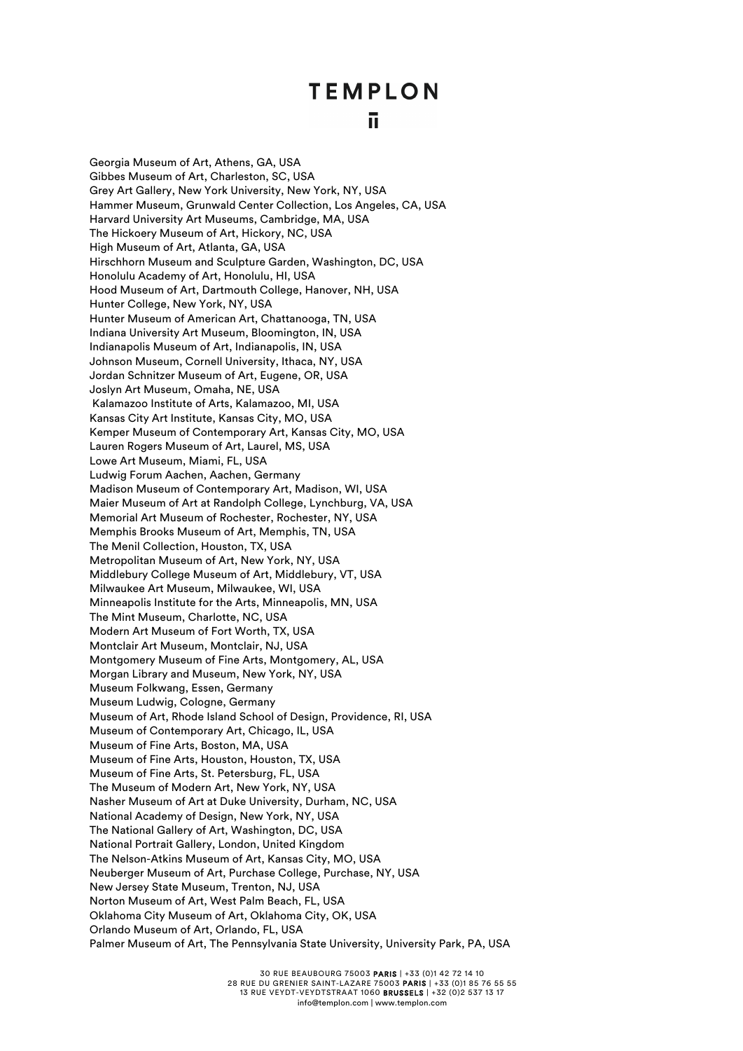Georgia Museum of Art, Athens, GA, USA
Gibbes Museum of Art, Charleston, SC, USA
Grey Art Gallery, New York University, New York, NY, USA
Hammer Museum, Grunwald Center Collection, Los Angeles, CA, USA
Harvard University Art Museums, Cambridge, MA, USA
The Hickoery Museum of Art, Hickory, NC, USA
High Museum of Art, Atlanta, GA, USA
Hirschhorn Museum and Sculpture Garden, Washington, DC, USA
Honolulu Academy of Art, Honolulu, HI, USA
Hood Museum of Art, Dartmouth College, Hanover, NH, USA
Hunter College, New York, NY, USA
Hunter Museum of American Art, Chattanooga, TN, USA
Indiana University Art Museum, Bloomington, IN, USA
Indianapolis Museum of Art, Indianapolis, IN, USA
Johnson Museum, Cornell University, Ithaca, NY, USA
Jordan Schnitzer Museum of Art, Eugene, OR, USA
Joslyn Art Museum, Omaha, NE, USA
Kalamazoo Institute of Arts, Kalamazoo, MI, USA
Kansas City Art Institute, Kansas City, MO, USA
Kemper Museum of Contemporary Art, Kansas City, MO, USA
Lauren Rogers Museum of Art, Laurel, MS, USA
Lowe Art Museum, Miami, FL, USA
Ludwig Forum Aachen, Aachen, Germany
Madison Museum of Contemporary Art, Madison, WI, USA
Maier Museum of Art at Randolph College, Lynchburg, VA, USA
Memorial Art Museum of Rochester, Rochester, NY, USA
Memphis Brooks Museum of Art, Memphis, TN, USA
The Menil Collection, Houston, TX, USA
Metropolitan Museum of Art, New York, NY, USA
Middlebury College Museum of Art, Middlebury, VT, USA
Milwaukee Art Museum, Milwaukee, WI, USA
Minneapolis Institute for the Arts, Minneapolis, MN, USA
The Mint Museum, Charlotte, NC, USA
Modern Art Museum of Fort Worth, TX, USA
Montclair Art Museum, Montclair, NJ, USA
Montgomery Museum of Fine Arts, Montgomery, AL, USA
Morgan Library and Museum, New York, NY, USA
Museum Folkwang, Essen, Germany
Museum Ludwig, Cologne, Germany
Museum of Art, Rhode Island School of Design, Providence, RI, USA
Museum of Contemporary Art, Chicago, IL, USA
Museum of Fine Arts, Boston, MA, USA
Museum of Fine Arts, Houston, Houston, TX, USA
Museum of Fine Arts, St. Petersburg, FL, USA
The Museum of Modern Art, New York, NY, USA
Nasher Museum of Art at Duke University, Durham, NC, USA
National Academy of Design, New York, NY, USA
The National Gallery of Art, Washington, DC, USA
National Portrait Gallery, London, United Kingdom
The Nelson-Atkins Museum of Art, Kansas City, MO, USA
Neuberger Museum of Art, Purchase College, Purchase, NY, USA
New Jersey State Museum, Trenton, NJ, USA
Norton Museum of Art, West Palm Beach, FL, USA
Oklahoma City Museum of Art, Oklahoma City, OK, USA
Orlando Museum of Art, Orlando, FL, USA
Palmer Museum of Art, The Pennsylvania State University, University Park, PA, USA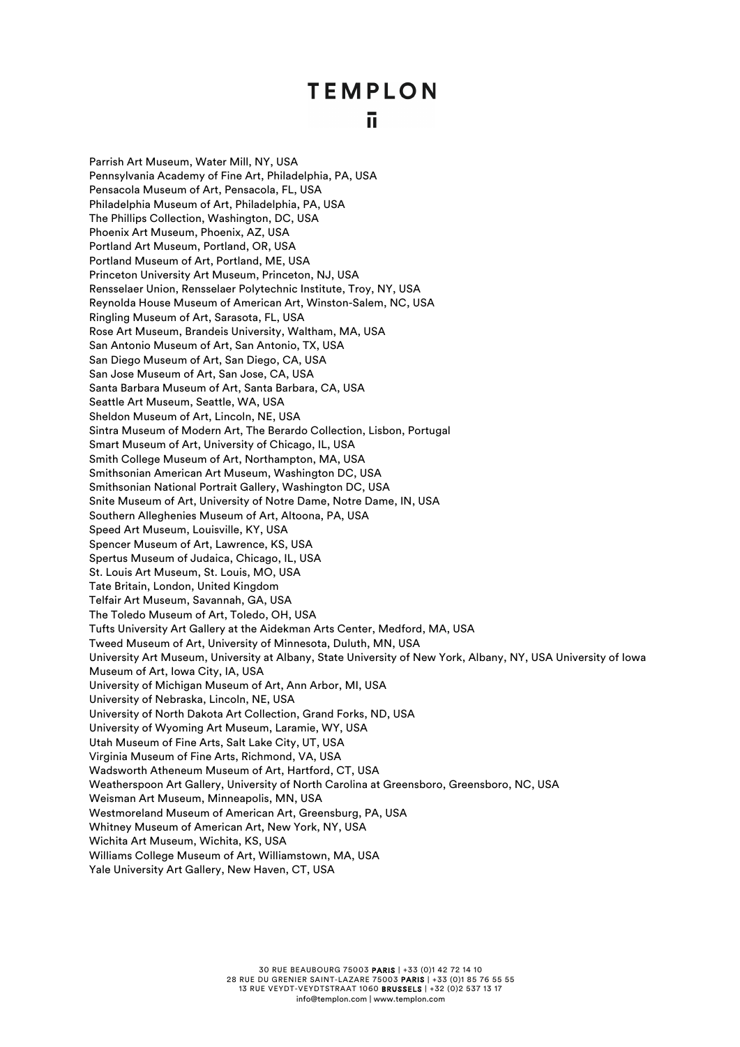Parrish Art Museum, Water Mill, NY, USA
Pennsylvania Academy of Fine Art, Philadelphia, PA, USA
Pensacola Museum of Art, Pensacola, FL, USA
Philadelphia Museum of Art, Philadelphia, PA, USA
The Phillips Collection, Washington, DC, USA
Phoenix Art Museum, Phoenix, AZ, USA
Portland Art Museum, Portland, OR, USA
Portland Museum of Art, Portland, ME, USA
Princeton University Art Museum, Princeton, NJ, USA
Rensselaer Union, Rensselaer Polytechnic Institute, Troy, NY, USA
Reynolda House Museum of American Art, Winston-Salem, NC, USA
Ringling Museum of Art, Sarasota, FL, USA
Rose Art Museum, Brandeis University, Waltham, MA, USA
San Antonio Museum of Art, San Antonio, TX, USA
San Diego Museum of Art, San Diego, CA, USA
San Jose Museum of Art, San Jose, CA, USA
Santa Barbara Museum of Art, Santa Barbara, CA, USA
Seattle Art Museum, Seattle, WA, USA
Sheldon Museum of Art, Lincoln, NE, USA
Sintra Museum of Modern Art, The Berardo Collection, Lisbon, Portugal
Smart Museum of Art, University of Chicago, IL, USA
Smith College Museum of Art, Northampton, MA, USA
Smithsonian American Art Museum, Washington DC, USA
Smithsonian National Portrait Gallery, Washington DC, USA
Snite Museum of Art, University of Notre Dame, Notre Dame, IN, USA
Southern Alleghenies Museum of Art, Altoona, PA, USA
Speed Art Museum, Louisville, KY, USA
Spencer Museum of Art, Lawrence, KS, USA
Spertus Museum of Judaica, Chicago, IL, USA
St. Louis Art Museum, St. Louis, MO, USA
Tate Britain, London, United Kingdom
Telfair Art Museum, Savannah, GA, USA
The Toledo Museum of Art, Toledo, OH, USA
Tufts University Art Gallery at the Aidekman Arts Center, Medford, MA, USA
Tweed Museum of Art, University of Minnesota, Duluth, MN, USA
University Art Museum, University at Albany, State University of New York, Albany, NY, USA University of Iowa Museum of Art, Iowa City, IA, USA
University of Michigan Museum of Art, Ann Arbor, MI, USA
University of Nebraska, Lincoln, NE, USA
University of North Dakota Art Collection, Grand Forks, ND, USA
University of Wyoming Art Museum, Laramie, WY, USA
Utah Museum of Fine Arts, Salt Lake City, UT, USA
Virginia Museum of Fine Arts, Richmond, VA, USA
Wadsworth Atheneum Museum of Art, Hartford, CT, USA
Weatherspoon Art Gallery, University of North Carolina at Greensboro, Greensboro, NC, USA
Weisman Art Museum, Minneapolis, MN, USA
Westmoreland Museum of American Art, Greensburg, PA, USA
Whitney Museum of American Art, New York, NY, USA
Wichita Art Museum, Wichita, KS, USA
Williams College Museum of Art, Williamstown, MA, USA
Yale University Art Gallery, New Haven, CT, USA